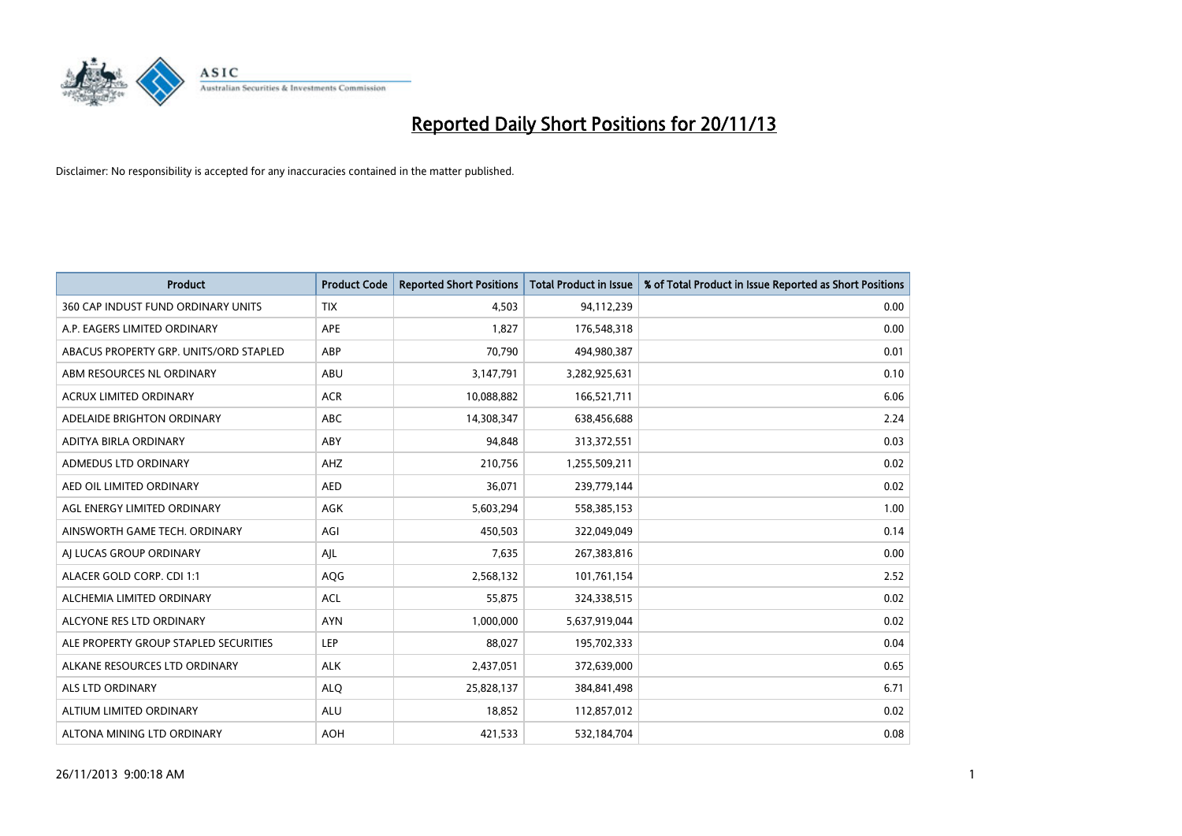# Reported Daily Short Positions for 20/11/13

Disclaimer: No responsibility is accepted for any inaccuracies contained in the matter published.

| Product | Product Code | Reported Short Positions | Total Product in Issue | % of Total Product in Issue Reported as Short Positions |
|---|---|---|---|---|
| 360 CAP INDUST FUND ORDINARY UNITS | TIX | 4,503 | 94,112,239 | 0.00 |
| A.P. EAGERS LIMITED ORDINARY | APE | 1,827 | 176,548,318 | 0.00 |
| ABACUS PROPERTY GRP. UNITS/ORD STAPLED | ABP | 70,790 | 494,980,387 | 0.01 |
| ABM RESOURCES NL ORDINARY | ABU | 3,147,791 | 3,282,925,631 | 0.10 |
| ACRUX LIMITED ORDINARY | ACR | 10,088,882 | 166,521,711 | 6.06 |
| ADELAIDE BRIGHTON ORDINARY | ABC | 14,308,347 | 638,456,688 | 2.24 |
| ADITYA BIRLA ORDINARY | ABY | 94,848 | 313,372,551 | 0.03 |
| ADMEDUS LTD ORDINARY | AHZ | 210,756 | 1,255,509,211 | 0.02 |
| AED OIL LIMITED ORDINARY | AED | 36,071 | 239,779,144 | 0.02 |
| AGL ENERGY LIMITED ORDINARY | AGK | 5,603,294 | 558,385,153 | 1.00 |
| AINSWORTH GAME TECH. ORDINARY | AGI | 450,503 | 322,049,049 | 0.14 |
| AJ LUCAS GROUP ORDINARY | AJL | 7,635 | 267,383,816 | 0.00 |
| ALACER GOLD CORP. CDI 1:1 | AQG | 2,568,132 | 101,761,154 | 2.52 |
| ALCHEMIA LIMITED ORDINARY | ACL | 55,875 | 324,338,515 | 0.02 |
| ALCYONE RES LTD ORDINARY | AYN | 1,000,000 | 5,637,919,044 | 0.02 |
| ALE PROPERTY GROUP STAPLED SECURITIES | LEP | 88,027 | 195,702,333 | 0.04 |
| ALKANE RESOURCES LTD ORDINARY | ALK | 2,437,051 | 372,639,000 | 0.65 |
| ALS LTD ORDINARY | ALQ | 25,828,137 | 384,841,498 | 6.71 |
| ALTIUM LIMITED ORDINARY | ALU | 18,852 | 112,857,012 | 0.02 |
| ALTONA MINING LTD ORDINARY | AOH | 421,533 | 532,184,704 | 0.08 |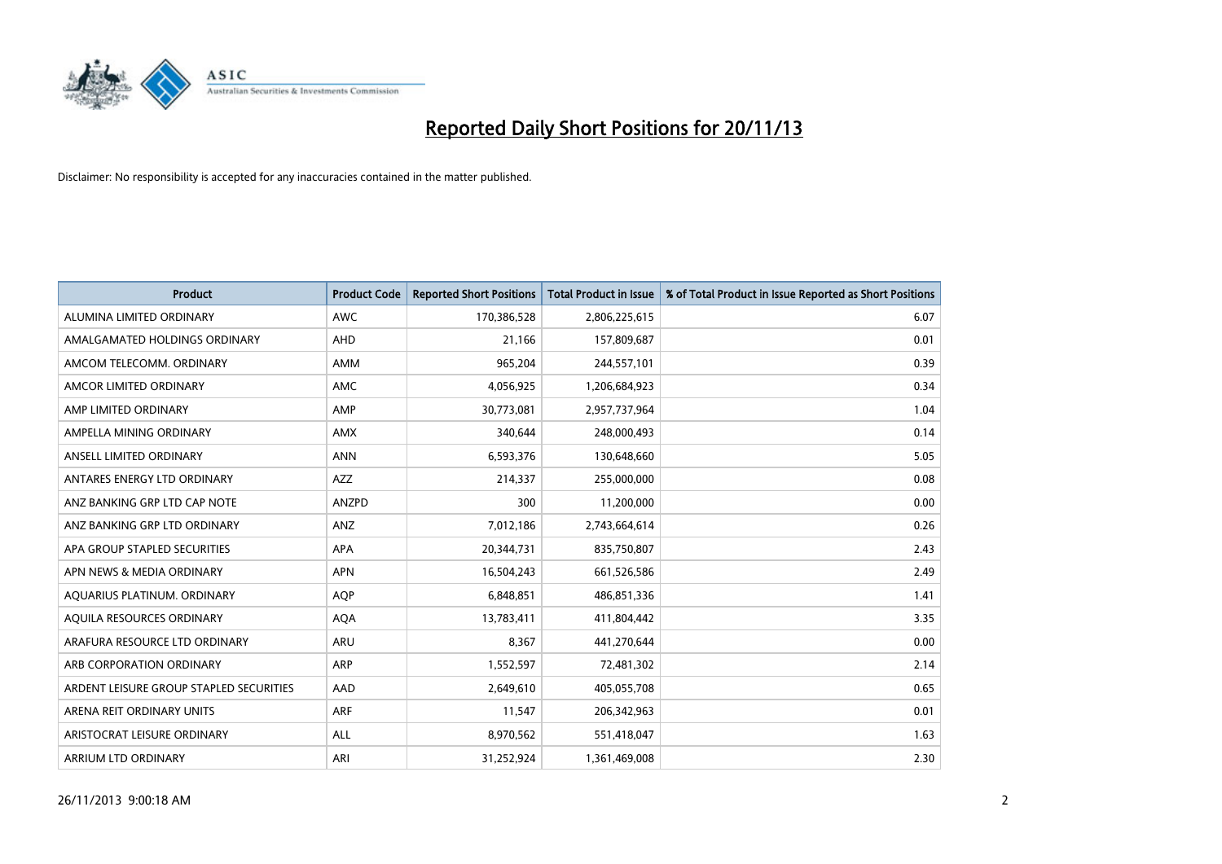# Reported Daily Short Positions for 20/11/13

Disclaimer: No responsibility is accepted for any inaccuracies contained in the matter published.

| Product | Product Code | Reported Short Positions | Total Product in Issue | % of Total Product in Issue Reported as Short Positions |
|---|---|---|---|---|
| ALUMINA LIMITED ORDINARY | AWC | 170,386,528 | 2,806,225,615 | 6.07 |
| AMALGAMATED HOLDINGS ORDINARY | AHD | 21,166 | 157,809,687 | 0.01 |
| AMCOM TELECOMM. ORDINARY | AMM | 965,204 | 244,557,101 | 0.39 |
| AMCOR LIMITED ORDINARY | AMC | 4,056,925 | 1,206,684,923 | 0.34 |
| AMP LIMITED ORDINARY | AMP | 30,773,081 | 2,957,737,964 | 1.04 |
| AMPELLA MINING ORDINARY | AMX | 340,644 | 248,000,493 | 0.14 |
| ANSELL LIMITED ORDINARY | ANN | 6,593,376 | 130,648,660 | 5.05 |
| ANTARES ENERGY LTD ORDINARY | AZZ | 214,337 | 255,000,000 | 0.08 |
| ANZ BANKING GRP LTD CAP NOTE | ANZPD | 300 | 11,200,000 | 0.00 |
| ANZ BANKING GRP LTD ORDINARY | ANZ | 7,012,186 | 2,743,664,614 | 0.26 |
| APA GROUP STAPLED SECURITIES | APA | 20,344,731 | 835,750,807 | 2.43 |
| APN NEWS & MEDIA ORDINARY | APN | 16,504,243 | 661,526,586 | 2.49 |
| AQUARIUS PLATINUM. ORDINARY | AQP | 6,848,851 | 486,851,336 | 1.41 |
| AQUILA RESOURCES ORDINARY | AQA | 13,783,411 | 411,804,442 | 3.35 |
| ARAFURA RESOURCE LTD ORDINARY | ARU | 8,367 | 441,270,644 | 0.00 |
| ARB CORPORATION ORDINARY | ARP | 1,552,597 | 72,481,302 | 2.14 |
| ARDENT LEISURE GROUP STAPLED SECURITIES | AAD | 2,649,610 | 405,055,708 | 0.65 |
| ARENA REIT ORDINARY UNITS | ARF | 11,547 | 206,342,963 | 0.01 |
| ARISTOCRAT LEISURE ORDINARY | ALL | 8,970,562 | 551,418,047 | 1.63 |
| ARRIUM LTD ORDINARY | ARI | 31,252,924 | 1,361,469,008 | 2.30 |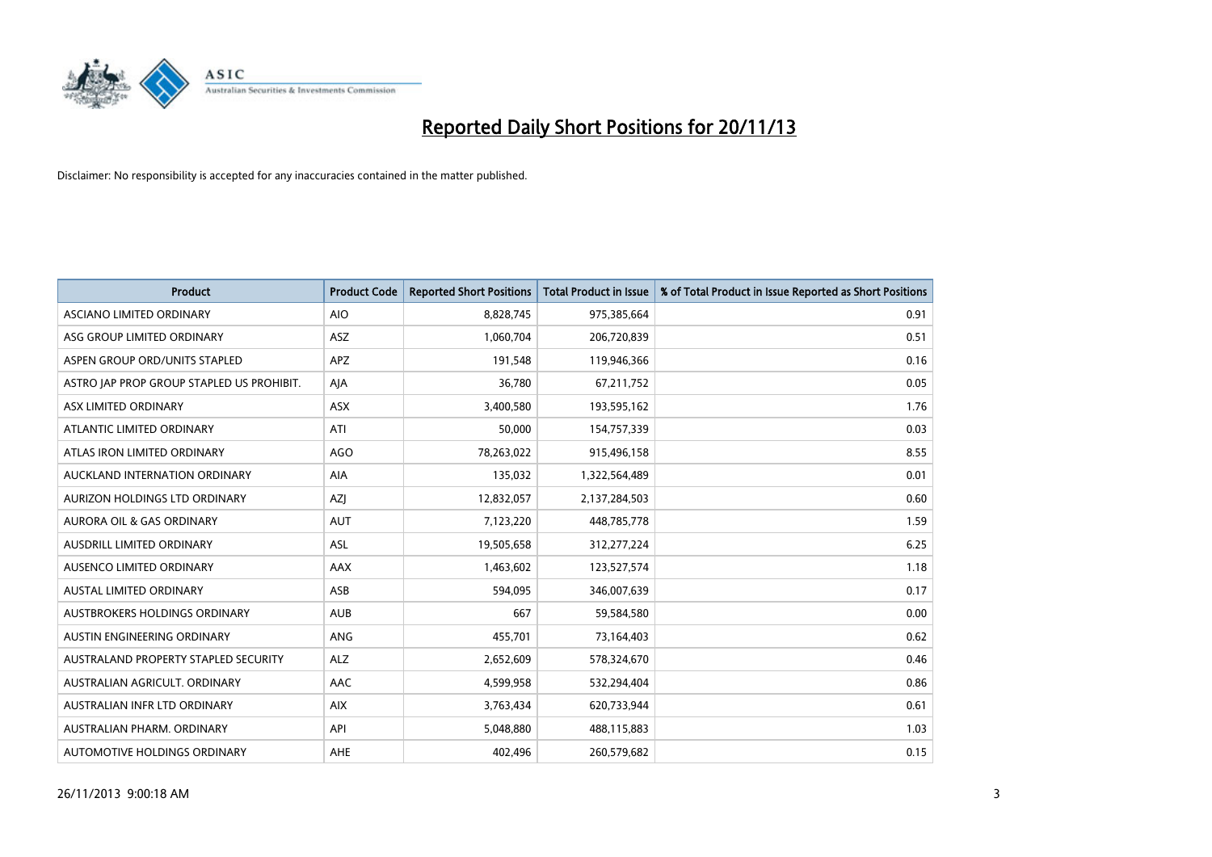# Reported Daily Short Positions for 20/11/13

Disclaimer: No responsibility is accepted for any inaccuracies contained in the matter published.

| Product | Product Code | Reported Short Positions | Total Product in Issue | % of Total Product in Issue Reported as Short Positions |
|---|---|---|---|---|
| ASCIANO LIMITED ORDINARY | AIO | 8,828,745 | 975,385,664 | 0.91 |
| ASG GROUP LIMITED ORDINARY | ASZ | 1,060,704 | 206,720,839 | 0.51 |
| ASPEN GROUP ORD/UNITS STAPLED | APZ | 191,548 | 119,946,366 | 0.16 |
| ASTRO JAP PROP GROUP STAPLED US PROHIBIT. | AJA | 36,780 | 67,211,752 | 0.05 |
| ASX LIMITED ORDINARY | ASX | 3,400,580 | 193,595,162 | 1.76 |
| ATLANTIC LIMITED ORDINARY | ATI | 50,000 | 154,757,339 | 0.03 |
| ATLAS IRON LIMITED ORDINARY | AGO | 78,263,022 | 915,496,158 | 8.55 |
| AUCKLAND INTERNATION ORDINARY | AIA | 135,032 | 1,322,564,489 | 0.01 |
| AURIZON HOLDINGS LTD ORDINARY | AZJ | 12,832,057 | 2,137,284,503 | 0.60 |
| AURORA OIL & GAS ORDINARY | AUT | 7,123,220 | 448,785,778 | 1.59 |
| AUSDRILL LIMITED ORDINARY | ASL | 19,505,658 | 312,277,224 | 6.25 |
| AUSENCO LIMITED ORDINARY | AAX | 1,463,602 | 123,527,574 | 1.18 |
| AUSTAL LIMITED ORDINARY | ASB | 594,095 | 346,007,639 | 0.17 |
| AUSTBROKERS HOLDINGS ORDINARY | AUB | 667 | 59,584,580 | 0.00 |
| AUSTIN ENGINEERING ORDINARY | ANG | 455,701 | 73,164,403 | 0.62 |
| AUSTRALAND PROPERTY STAPLED SECURITY | ALZ | 2,652,609 | 578,324,670 | 0.46 |
| AUSTRALIAN AGRICULT. ORDINARY | AAC | 4,599,958 | 532,294,404 | 0.86 |
| AUSTRALIAN INFR LTD ORDINARY | AIX | 3,763,434 | 620,733,944 | 0.61 |
| AUSTRALIAN PHARM. ORDINARY | API | 5,048,880 | 488,115,883 | 1.03 |
| AUTOMOTIVE HOLDINGS ORDINARY | AHE | 402,496 | 260,579,682 | 0.15 |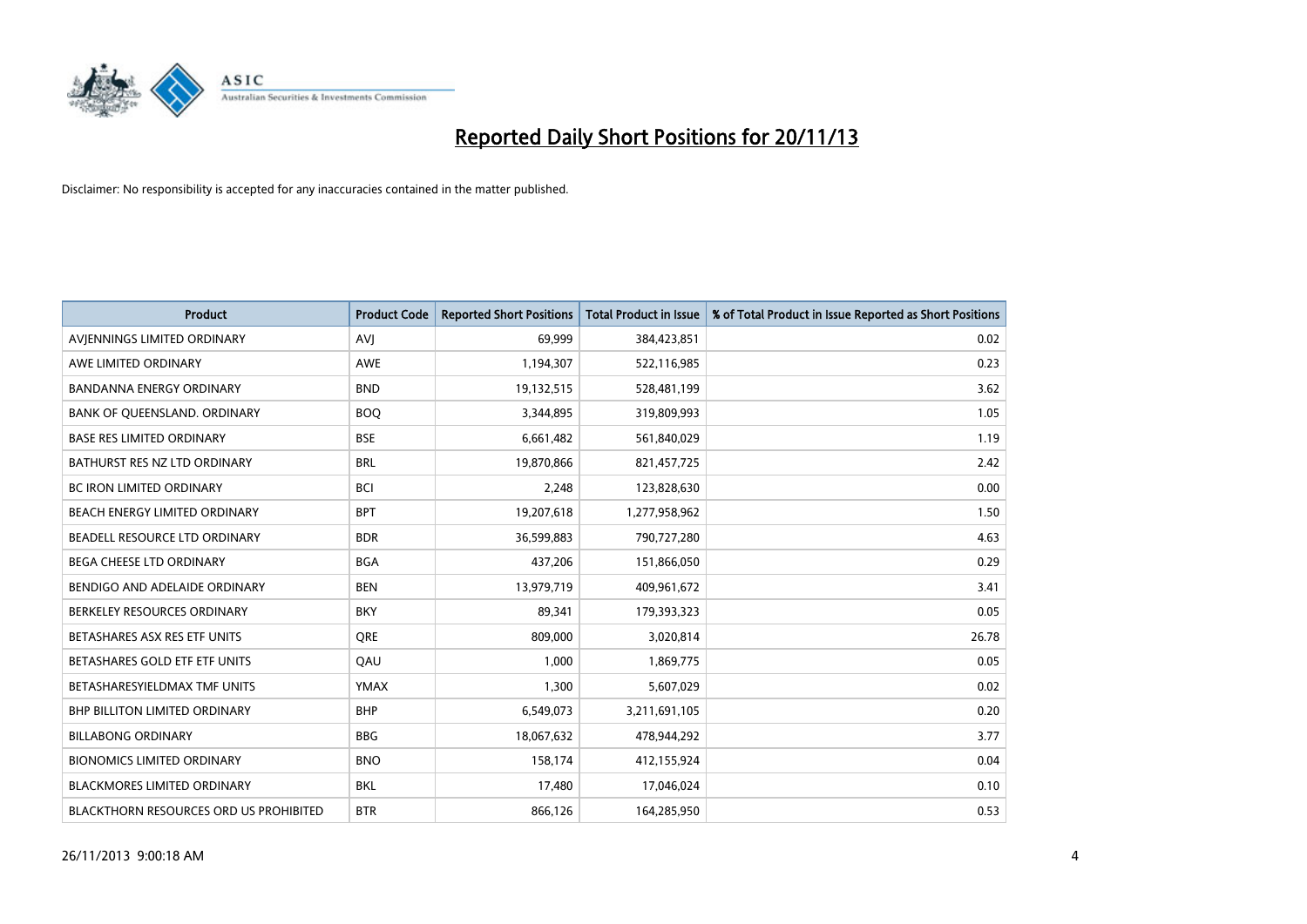# Reported Daily Short Positions for 20/11/13

Disclaimer: No responsibility is accepted for any inaccuracies contained in the matter published.

| Product | Product Code | Reported Short Positions | Total Product in Issue | % of Total Product in Issue Reported as Short Positions |
|---|---|---|---|---|
| AVJENNINGS LIMITED ORDINARY | AVJ | 69,999 | 384,423,851 | 0.02 |
| AWE LIMITED ORDINARY | AWE | 1,194,307 | 522,116,985 | 0.23 |
| BANDANNA ENERGY ORDINARY | BND | 19,132,515 | 528,481,199 | 3.62 |
| BANK OF QUEENSLAND. ORDINARY | BOQ | 3,344,895 | 319,809,993 | 1.05 |
| BASE RES LIMITED ORDINARY | BSE | 6,661,482 | 561,840,029 | 1.19 |
| BATHURST RES NZ LTD ORDINARY | BRL | 19,870,866 | 821,457,725 | 2.42 |
| BC IRON LIMITED ORDINARY | BCI | 2,248 | 123,828,630 | 0.00 |
| BEACH ENERGY LIMITED ORDINARY | BPT | 19,207,618 | 1,277,958,962 | 1.50 |
| BEADELL RESOURCE LTD ORDINARY | BDR | 36,599,883 | 790,727,280 | 4.63 |
| BEGA CHEESE LTD ORDINARY | BGA | 437,206 | 151,866,050 | 0.29 |
| BENDIGO AND ADELAIDE ORDINARY | BEN | 13,979,719 | 409,961,672 | 3.41 |
| BERKELEY RESOURCES ORDINARY | BKY | 89,341 | 179,393,323 | 0.05 |
| BETASHARES ASX RES ETF UNITS | QRE | 809,000 | 3,020,814 | 26.78 |
| BETASHARES GOLD ETF ETF UNITS | QAU | 1,000 | 1,869,775 | 0.05 |
| BETASHARESYIELDMAX TMF UNITS | YMAX | 1,300 | 5,607,029 | 0.02 |
| BHP BILLITON LIMITED ORDINARY | BHP | 6,549,073 | 3,211,691,105 | 0.20 |
| BILLABONG ORDINARY | BBG | 18,067,632 | 478,944,292 | 3.77 |
| BIONOMICS LIMITED ORDINARY | BNO | 158,174 | 412,155,924 | 0.04 |
| BLACKMORES LIMITED ORDINARY | BKL | 17,480 | 17,046,024 | 0.10 |
| BLACKTHORN RESOURCES ORD US PROHIBITED | BTR | 866,126 | 164,285,950 | 0.53 |

26/11/2013 9:00:18 AM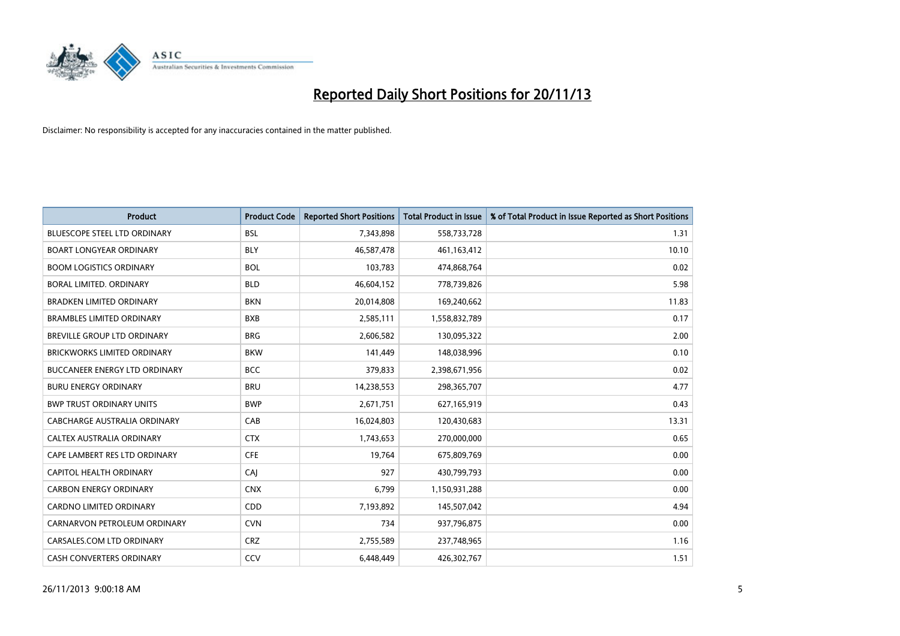# Reported Daily Short Positions for 20/11/13

Disclaimer: No responsibility is accepted for any inaccuracies contained in the matter published.

| Product | Product Code | Reported Short Positions | Total Product in Issue | % of Total Product in Issue Reported as Short Positions |
|---|---|---|---|---|
| BLUESCOPE STEEL LTD ORDINARY | BSL | 7,343,898 | 558,733,728 | 1.31 |
| BOART LONGYEAR ORDINARY | BLY | 46,587,478 | 461,163,412 | 10.10 |
| BOOM LOGISTICS ORDINARY | BOL | 103,783 | 474,868,764 | 0.02 |
| BORAL LIMITED. ORDINARY | BLD | 46,604,152 | 778,739,826 | 5.98 |
| BRADKEN LIMITED ORDINARY | BKN | 20,014,808 | 169,240,662 | 11.83 |
| BRAMBLES LIMITED ORDINARY | BXB | 2,585,111 | 1,558,832,789 | 0.17 |
| BREVILLE GROUP LTD ORDINARY | BRG | 2,606,582 | 130,095,322 | 2.00 |
| BRICKWORKS LIMITED ORDINARY | BKW | 141,449 | 148,038,996 | 0.10 |
| BUCCANEER ENERGY LTD ORDINARY | BCC | 379,833 | 2,398,671,956 | 0.02 |
| BURU ENERGY ORDINARY | BRU | 14,238,553 | 298,365,707 | 4.77 |
| BWP TRUST ORDINARY UNITS | BWP | 2,671,751 | 627,165,919 | 0.43 |
| CABCHARGE AUSTRALIA ORDINARY | CAB | 16,024,803 | 120,430,683 | 13.31 |
| CALTEX AUSTRALIA ORDINARY | CTX | 1,743,653 | 270,000,000 | 0.65 |
| CAPE LAMBERT RES LTD ORDINARY | CFE | 19,764 | 675,809,769 | 0.00 |
| CAPITOL HEALTH ORDINARY | CAJ | 927 | 430,799,793 | 0.00 |
| CARBON ENERGY ORDINARY | CNX | 6,799 | 1,150,931,288 | 0.00 |
| CARDNO LIMITED ORDINARY | CDD | 7,193,892 | 145,507,042 | 4.94 |
| CARNARVON PETROLEUM ORDINARY | CVN | 734 | 937,796,875 | 0.00 |
| CARSALES.COM LTD ORDINARY | CRZ | 2,755,589 | 237,748,965 | 1.16 |
| CASH CONVERTERS ORDINARY | CCV | 6,448,449 | 426,302,767 | 1.51 |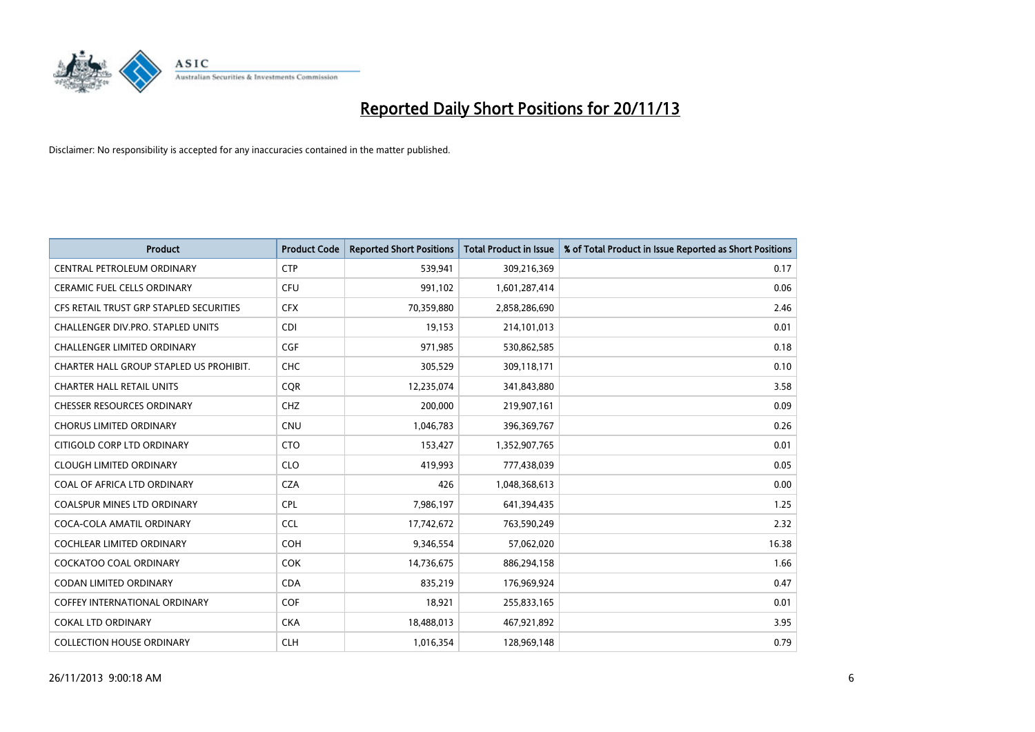# Reported Daily Short Positions for 20/11/13

Disclaimer: No responsibility is accepted for any inaccuracies contained in the matter published.

| Product | Product Code | Reported Short Positions | Total Product in Issue | % of Total Product in Issue Reported as Short Positions |
|---|---|---|---|---|
| CENTRAL PETROLEUM ORDINARY | CTP | 539,941 | 309,216,369 | 0.17 |
| CERAMIC FUEL CELLS ORDINARY | CFU | 991,102 | 1,601,287,414 | 0.06 |
| CFS RETAIL TRUST GRP STAPLED SECURITIES | CFX | 70,359,880 | 2,858,286,690 | 2.46 |
| CHALLENGER DIV.PRO. STAPLED UNITS | CDI | 19,153 | 214,101,013 | 0.01 |
| CHALLENGER LIMITED ORDINARY | CGF | 971,985 | 530,862,585 | 0.18 |
| CHARTER HALL GROUP STAPLED US PROHIBIT. | CHC | 305,529 | 309,118,171 | 0.10 |
| CHARTER HALL RETAIL UNITS | CQR | 12,235,074 | 341,843,880 | 3.58 |
| CHESSER RESOURCES ORDINARY | CHZ | 200,000 | 219,907,161 | 0.09 |
| CHORUS LIMITED ORDINARY | CNU | 1,046,783 | 396,369,767 | 0.26 |
| CITIGOLD CORP LTD ORDINARY | CTO | 153,427 | 1,352,907,765 | 0.01 |
| CLOUGH LIMITED ORDINARY | CLO | 419,993 | 777,438,039 | 0.05 |
| COAL OF AFRICA LTD ORDINARY | CZA | 426 | 1,048,368,613 | 0.00 |
| COALSPUR MINES LTD ORDINARY | CPL | 7,986,197 | 641,394,435 | 1.25 |
| COCA-COLA AMATIL ORDINARY | CCL | 17,742,672 | 763,590,249 | 2.32 |
| COCHLEAR LIMITED ORDINARY | COH | 9,346,554 | 57,062,020 | 16.38 |
| COCKATOO COAL ORDINARY | COK | 14,736,675 | 886,294,158 | 1.66 |
| CODAN LIMITED ORDINARY | CDA | 835,219 | 176,969,924 | 0.47 |
| COFFEY INTERNATIONAL ORDINARY | COF | 18,921 | 255,833,165 | 0.01 |
| COKAL LTD ORDINARY | CKA | 18,488,013 | 467,921,892 | 3.95 |
| COLLECTION HOUSE ORDINARY | CLH | 1,016,354 | 128,969,148 | 0.79 |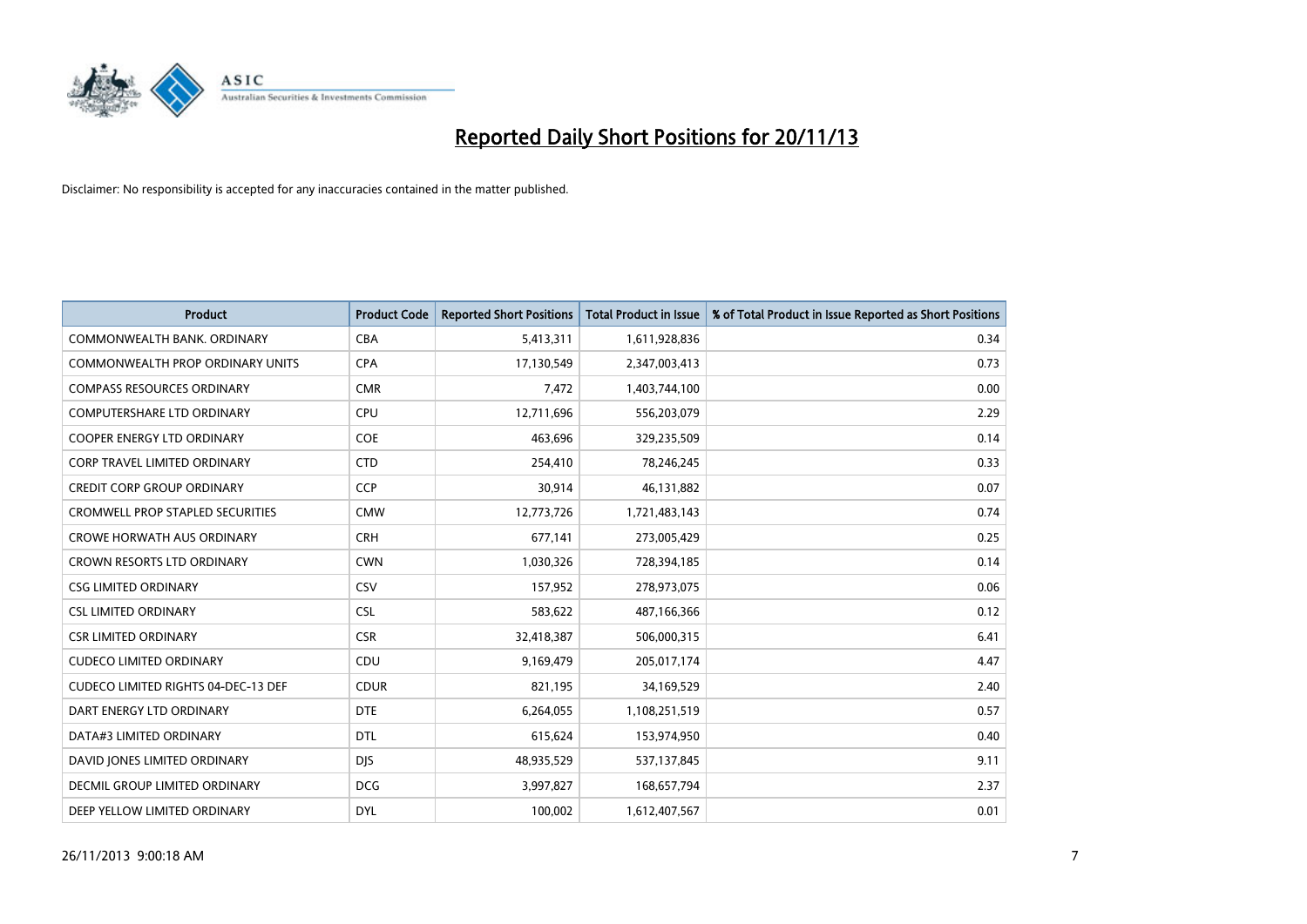# Reported Daily Short Positions for 20/11/13

Disclaimer: No responsibility is accepted for any inaccuracies contained in the matter published.

| Product | Product Code | Reported Short Positions | Total Product in Issue | % of Total Product in Issue Reported as Short Positions |
|---|---|---|---|---|
| COMMONWEALTH BANK. ORDINARY | CBA | 5,413,311 | 1,611,928,836 | 0.34 |
| COMMONWEALTH PROP ORDINARY UNITS | CPA | 17,130,549 | 2,347,003,413 | 0.73 |
| COMPASS RESOURCES ORDINARY | CMR | 7,472 | 1,403,744,100 | 0.00 |
| COMPUTERSHARE LTD ORDINARY | CPU | 12,711,696 | 556,203,079 | 2.29 |
| COOPER ENERGY LTD ORDINARY | COE | 463,696 | 329,235,509 | 0.14 |
| CORP TRAVEL LIMITED ORDINARY | CTD | 254,410 | 78,246,245 | 0.33 |
| CREDIT CORP GROUP ORDINARY | CCP | 30,914 | 46,131,882 | 0.07 |
| CROMWELL PROP STAPLED SECURITIES | CMW | 12,773,726 | 1,721,483,143 | 0.74 |
| CROWE HORWATH AUS ORDINARY | CRH | 677,141 | 273,005,429 | 0.25 |
| CROWN RESORTS LTD ORDINARY | CWN | 1,030,326 | 728,394,185 | 0.14 |
| CSG LIMITED ORDINARY | CSV | 157,952 | 278,973,075 | 0.06 |
| CSL LIMITED ORDINARY | CSL | 583,622 | 487,166,366 | 0.12 |
| CSR LIMITED ORDINARY | CSR | 32,418,387 | 506,000,315 | 6.41 |
| CUDECO LIMITED ORDINARY | CDU | 9,169,479 | 205,017,174 | 4.47 |
| CUDECO LIMITED RIGHTS 04-DEC-13 DEF | CDUR | 821,195 | 34,169,529 | 2.40 |
| DART ENERGY LTD ORDINARY | DTE | 6,264,055 | 1,108,251,519 | 0.57 |
| DATA#3 LIMITED ORDINARY | DTL | 615,624 | 153,974,950 | 0.40 |
| DAVID JONES LIMITED ORDINARY | DJS | 48,935,529 | 537,137,845 | 9.11 |
| DECMIL GROUP LIMITED ORDINARY | DCG | 3,997,827 | 168,657,794 | 2.37 |
| DEEP YELLOW LIMITED ORDINARY | DYL | 100,002 | 1,612,407,567 | 0.01 |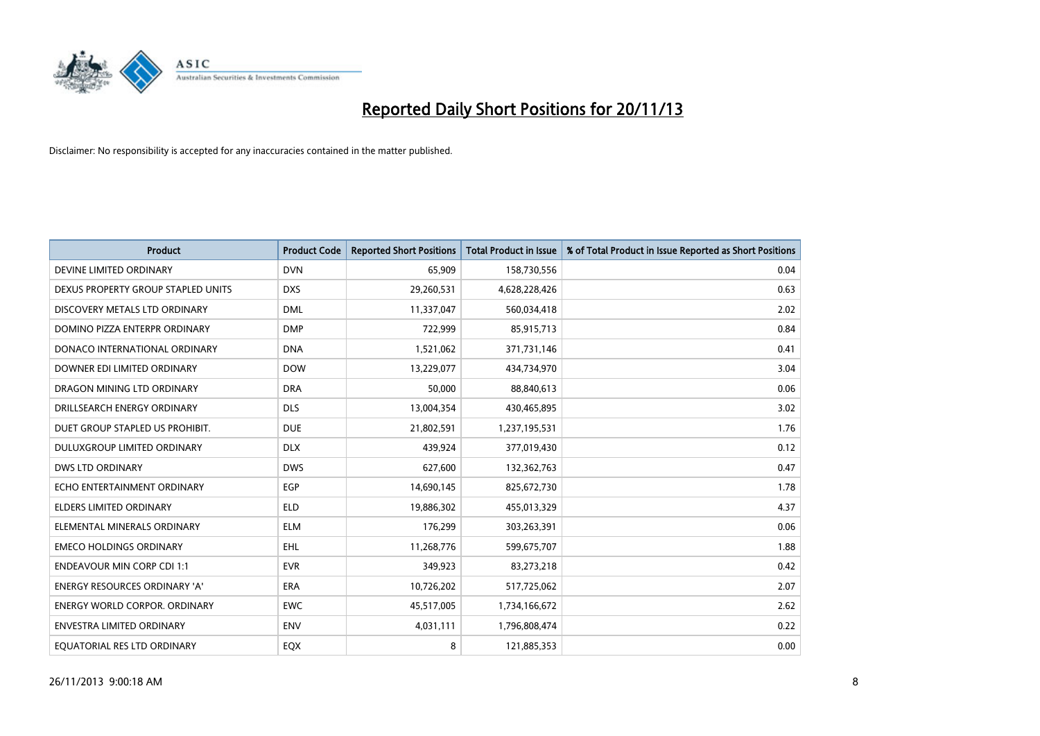# Reported Daily Short Positions for 20/11/13

Disclaimer: No responsibility is accepted for any inaccuracies contained in the matter published.

| Product | Product Code | Reported Short Positions | Total Product in Issue | % of Total Product in Issue Reported as Short Positions |
|---|---|---|---|---|
| DEVINE LIMITED ORDINARY | DVN | 65,909 | 158,730,556 | 0.04 |
| DEXUS PROPERTY GROUP STAPLED UNITS | DXS | 29,260,531 | 4,628,228,426 | 0.63 |
| DISCOVERY METALS LTD ORDINARY | DML | 11,337,047 | 560,034,418 | 2.02 |
| DOMINO PIZZA ENTERPR ORDINARY | DMP | 722,999 | 85,915,713 | 0.84 |
| DONACO INTERNATIONAL ORDINARY | DNA | 1,521,062 | 371,731,146 | 0.41 |
| DOWNER EDI LIMITED ORDINARY | DOW | 13,229,077 | 434,734,970 | 3.04 |
| DRAGON MINING LTD ORDINARY | DRA | 50,000 | 88,840,613 | 0.06 |
| DRILLSEARCH ENERGY ORDINARY | DLS | 13,004,354 | 430,465,895 | 3.02 |
| DUET GROUP STAPLED US PROHIBIT. | DUE | 21,802,591 | 1,237,195,531 | 1.76 |
| DULUXGROUP LIMITED ORDINARY | DLX | 439,924 | 377,019,430 | 0.12 |
| DWS LTD ORDINARY | DWS | 627,600 | 132,362,763 | 0.47 |
| ECHO ENTERTAINMENT ORDINARY | EGP | 14,690,145 | 825,672,730 | 1.78 |
| ELDERS LIMITED ORDINARY | ELD | 19,886,302 | 455,013,329 | 4.37 |
| ELEMENTAL MINERALS ORDINARY | ELM | 176,299 | 303,263,391 | 0.06 |
| EMECO HOLDINGS ORDINARY | EHL | 11,268,776 | 599,675,707 | 1.88 |
| ENDEAVOUR MIN CORP CDI 1:1 | EVR | 349,923 | 83,273,218 | 0.42 |
| ENERGY RESOURCES ORDINARY 'A' | ERA | 10,726,202 | 517,725,062 | 2.07 |
| ENERGY WORLD CORPOR. ORDINARY | EWC | 45,517,005 | 1,734,166,672 | 2.62 |
| ENVESTRA LIMITED ORDINARY | ENV | 4,031,111 | 1,796,808,474 | 0.22 |
| EQUATORIAL RES LTD ORDINARY | EQX | 8 | 121,885,353 | 0.00 |

26/11/2013 9:00:18 AM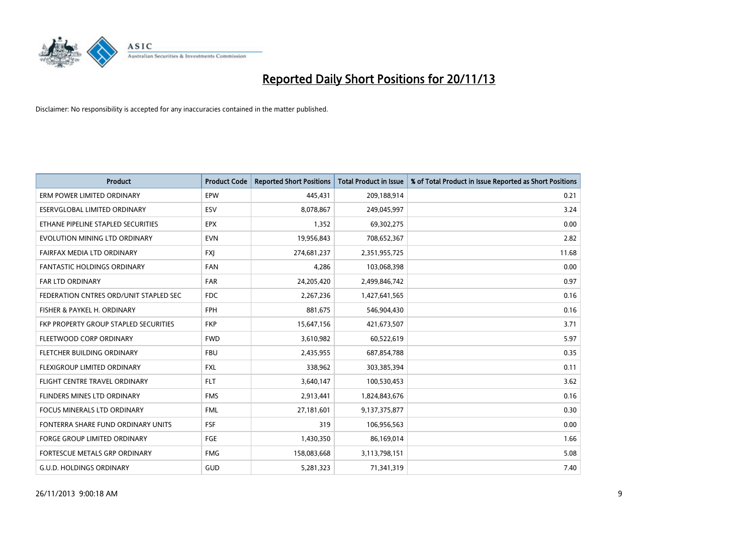# Reported Daily Short Positions for 20/11/13

Disclaimer: No responsibility is accepted for any inaccuracies contained in the matter published.

| Product | Product Code | Reported Short Positions | Total Product in Issue | % of Total Product in Issue Reported as Short Positions |
|---|---|---|---|---|
| ERM POWER LIMITED ORDINARY | EPW | 445,431 | 209,188,914 | 0.21 |
| ESERVGLOBAL LIMITED ORDINARY | ESV | 8,078,867 | 249,045,997 | 3.24 |
| ETHANE PIPELINE STAPLED SECURITIES | EPX | 1,352 | 69,302,275 | 0.00 |
| EVOLUTION MINING LTD ORDINARY | EVN | 19,956,843 | 708,652,367 | 2.82 |
| FAIRFAX MEDIA LTD ORDINARY | FXJ | 274,681,237 | 2,351,955,725 | 11.68 |
| FANTASTIC HOLDINGS ORDINARY | FAN | 4,286 | 103,068,398 | 0.00 |
| FAR LTD ORDINARY | FAR | 24,205,420 | 2,499,846,742 | 0.97 |
| FEDERATION CNTRES ORD/UNIT STAPLED SEC | FDC | 2,267,236 | 1,427,641,565 | 0.16 |
| FISHER & PAYKEL H. ORDINARY | FPH | 881,675 | 546,904,430 | 0.16 |
| FKP PROPERTY GROUP STAPLED SECURITIES | FKP | 15,647,156 | 421,673,507 | 3.71 |
| FLEETWOOD CORP ORDINARY | FWD | 3,610,982 | 60,522,619 | 5.97 |
| FLETCHER BUILDING ORDINARY | FBU | 2,435,955 | 687,854,788 | 0.35 |
| FLEXIGROUP LIMITED ORDINARY | FXL | 338,962 | 303,385,394 | 0.11 |
| FLIGHT CENTRE TRAVEL ORDINARY | FLT | 3,640,147 | 100,530,453 | 3.62 |
| FLINDERS MINES LTD ORDINARY | FMS | 2,913,441 | 1,824,843,676 | 0.16 |
| FOCUS MINERALS LTD ORDINARY | FML | 27,181,601 | 9,137,375,877 | 0.30 |
| FONTERRA SHARE FUND ORDINARY UNITS | FSF | 319 | 106,956,563 | 0.00 |
| FORGE GROUP LIMITED ORDINARY | FGE | 1,430,350 | 86,169,014 | 1.66 |
| FORTESCUE METALS GRP ORDINARY | FMG | 158,083,668 | 3,113,798,151 | 5.08 |
| G.U.D. HOLDINGS ORDINARY | GUD | 5,281,323 | 71,341,319 | 7.40 |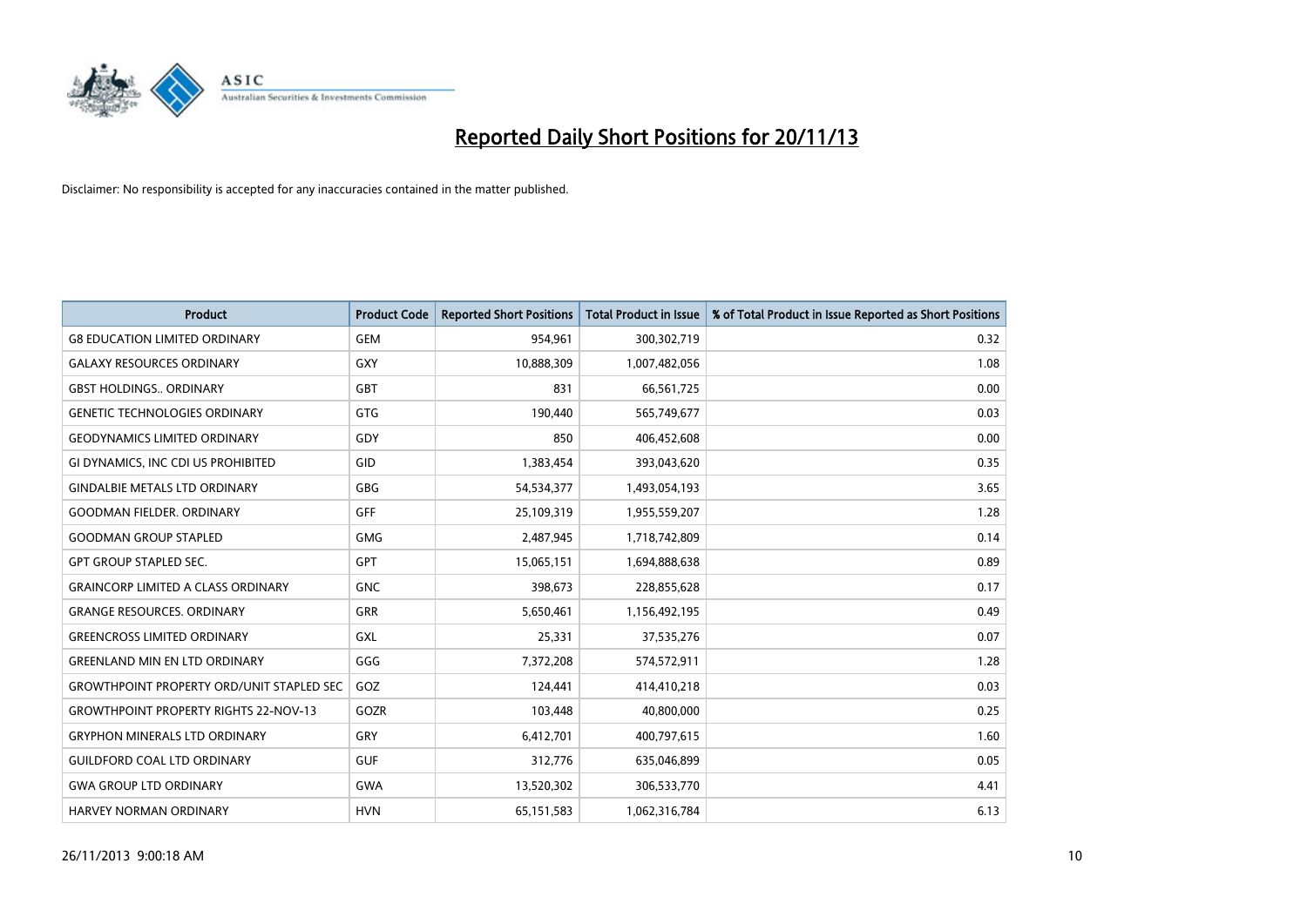# Reported Daily Short Positions for 20/11/13

Disclaimer: No responsibility is accepted for any inaccuracies contained in the matter published.

| Product | Product Code | Reported Short Positions | Total Product in Issue | % of Total Product in Issue Reported as Short Positions |
|---|---|---|---|---|
| G8 EDUCATION LIMITED ORDINARY | GEM | 954,961 | 300,302,719 | 0.32 |
| GALAXY RESOURCES ORDINARY | GXY | 10,888,309 | 1,007,482,056 | 1.08 |
| GBST HOLDINGS.. ORDINARY | GBT | 831 | 66,561,725 | 0.00 |
| GENETIC TECHNOLOGIES ORDINARY | GTG | 190,440 | 565,749,677 | 0.03 |
| GEODYNAMICS LIMITED ORDINARY | GDY | 850 | 406,452,608 | 0.00 |
| GI DYNAMICS, INC CDI US PROHIBITED | GID | 1,383,454 | 393,043,620 | 0.35 |
| GINDALBIE METALS LTD ORDINARY | GBG | 54,534,377 | 1,493,054,193 | 3.65 |
| GOODMAN FIELDER. ORDINARY | GFF | 25,109,319 | 1,955,559,207 | 1.28 |
| GOODMAN GROUP STAPLED | GMG | 2,487,945 | 1,718,742,809 | 0.14 |
| GPT GROUP STAPLED SEC. | GPT | 15,065,151 | 1,694,888,638 | 0.89 |
| GRAINCORP LIMITED A CLASS ORDINARY | GNC | 398,673 | 228,855,628 | 0.17 |
| GRANGE RESOURCES. ORDINARY | GRR | 5,650,461 | 1,156,492,195 | 0.49 |
| GREENCROSS LIMITED ORDINARY | GXL | 25,331 | 37,535,276 | 0.07 |
| GREENLAND MIN EN LTD ORDINARY | GGG | 7,372,208 | 574,572,911 | 1.28 |
| GROWTHPOINT PROPERTY ORD/UNIT STAPLED SEC | GOZ | 124,441 | 414,410,218 | 0.03 |
| GROWTHPOINT PROPERTY RIGHTS 22-NOV-13 | GOZR | 103,448 | 40,800,000 | 0.25 |
| GRYPHON MINERALS LTD ORDINARY | GRY | 6,412,701 | 400,797,615 | 1.60 |
| GUILDFORD COAL LTD ORDINARY | GUF | 312,776 | 635,046,899 | 0.05 |
| GWA GROUP LTD ORDINARY | GWA | 13,520,302 | 306,533,770 | 4.41 |
| HARVEY NORMAN ORDINARY | HVN | 65,151,583 | 1,062,316,784 | 6.13 |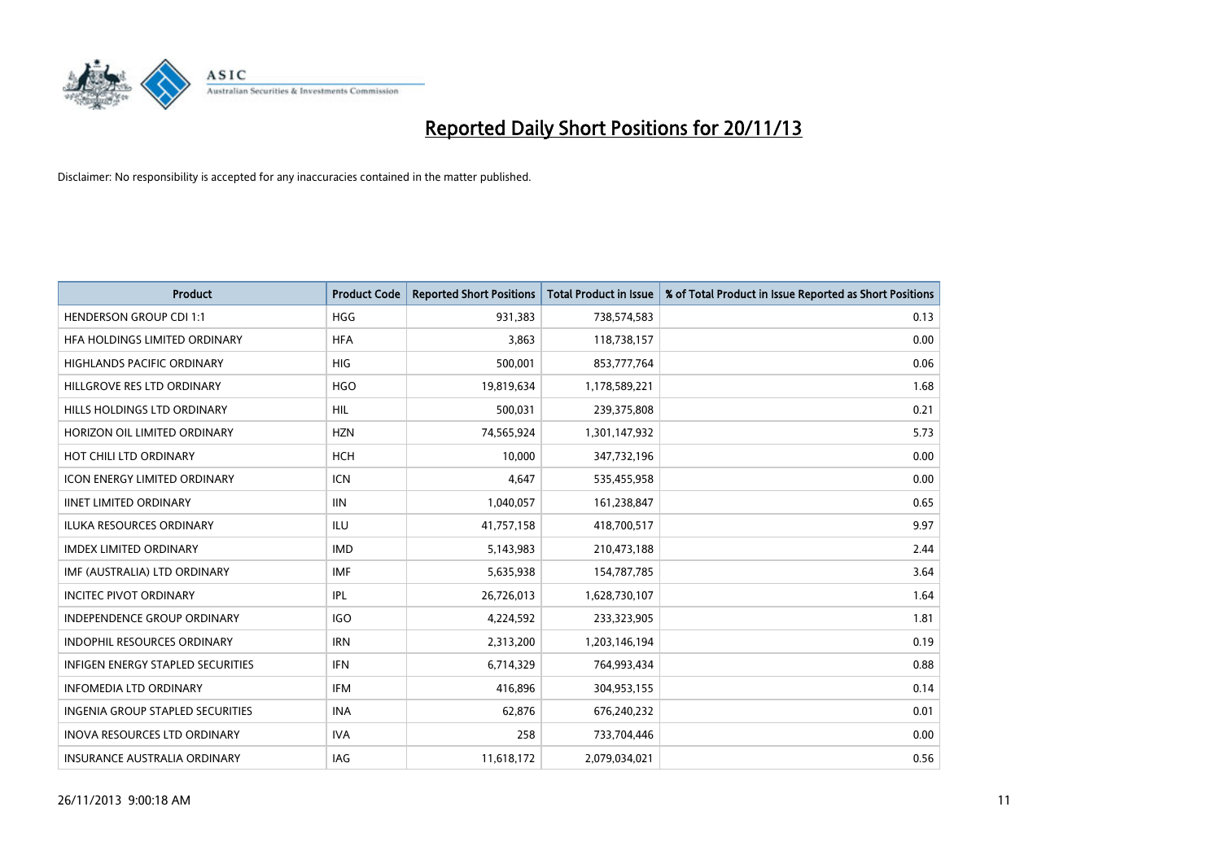# Reported Daily Short Positions for 20/11/13

Disclaimer: No responsibility is accepted for any inaccuracies contained in the matter published.

| Product | Product Code | Reported Short Positions | Total Product in Issue | % of Total Product in Issue Reported as Short Positions |
|---|---|---|---|---|
| HENDERSON GROUP CDI 1:1 | HGG | 931,383 | 738,574,583 | 0.13 |
| HFA HOLDINGS LIMITED ORDINARY | HFA | 3,863 | 118,738,157 | 0.00 |
| HIGHLANDS PACIFIC ORDINARY | HIG | 500,001 | 853,777,764 | 0.06 |
| HILLGROVE RES LTD ORDINARY | HGO | 19,819,634 | 1,178,589,221 | 1.68 |
| HILLS HOLDINGS LTD ORDINARY | HIL | 500,031 | 239,375,808 | 0.21 |
| HORIZON OIL LIMITED ORDINARY | HZN | 74,565,924 | 1,301,147,932 | 5.73 |
| HOT CHILI LTD ORDINARY | HCH | 10,000 | 347,732,196 | 0.00 |
| ICON ENERGY LIMITED ORDINARY | ICN | 4,647 | 535,455,958 | 0.00 |
| IINET LIMITED ORDINARY | IIN | 1,040,057 | 161,238,847 | 0.65 |
| ILUKA RESOURCES ORDINARY | ILU | 41,757,158 | 418,700,517 | 9.97 |
| IMDEX LIMITED ORDINARY | IMD | 5,143,983 | 210,473,188 | 2.44 |
| IMF (AUSTRALIA) LTD ORDINARY | IMF | 5,635,938 | 154,787,785 | 3.64 |
| INCITEC PIVOT ORDINARY | IPL | 26,726,013 | 1,628,730,107 | 1.64 |
| INDEPENDENCE GROUP ORDINARY | IGO | 4,224,592 | 233,323,905 | 1.81 |
| INDOPHIL RESOURCES ORDINARY | IRN | 2,313,200 | 1,203,146,194 | 0.19 |
| INFIGEN ENERGY STAPLED SECURITIES | IFN | 6,714,329 | 764,993,434 | 0.88 |
| INFOMEDIA LTD ORDINARY | IFM | 416,896 | 304,953,155 | 0.14 |
| INGENIA GROUP STAPLED SECURITIES | INA | 62,876 | 676,240,232 | 0.01 |
| INOVA RESOURCES LTD ORDINARY | IVA | 258 | 733,704,446 | 0.00 |
| INSURANCE AUSTRALIA ORDINARY | IAG | 11,618,172 | 2,079,034,021 | 0.56 |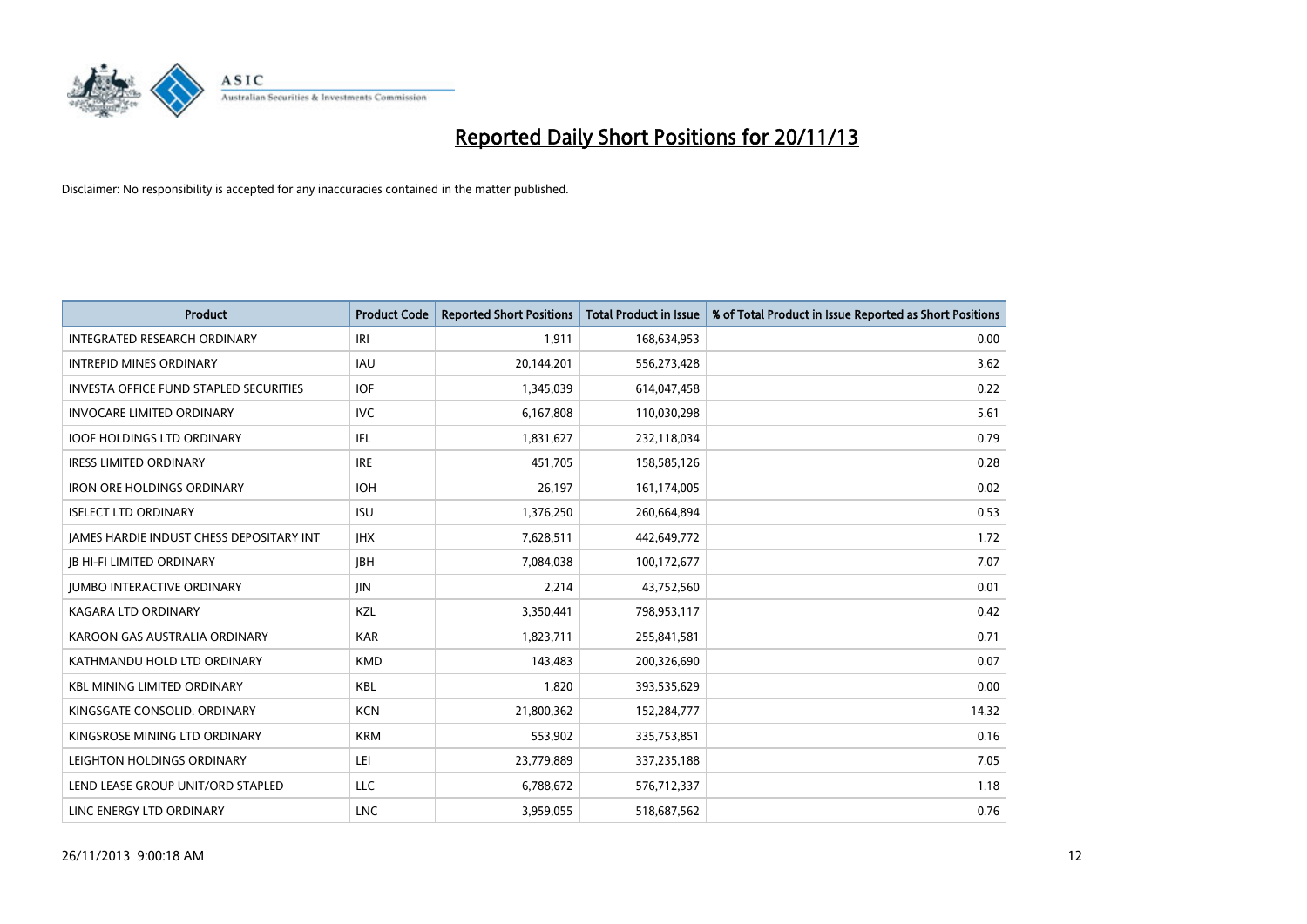# Reported Daily Short Positions for 20/11/13

Disclaimer: No responsibility is accepted for any inaccuracies contained in the matter published.

| Product | Product Code | Reported Short Positions | Total Product in Issue | % of Total Product in Issue Reported as Short Positions |
| --- | --- | --- | --- | --- |
| INTEGRATED RESEARCH ORDINARY | IRI | 1,911 | 168,634,953 | 0.00 |
| INTREPID MINES ORDINARY | IAU | 20,144,201 | 556,273,428 | 3.62 |
| INVESTA OFFICE FUND STAPLED SECURITIES | IOF | 1,345,039 | 614,047,458 | 0.22 |
| INVOCARE LIMITED ORDINARY | IVC | 6,167,808 | 110,030,298 | 5.61 |
| IOOF HOLDINGS LTD ORDINARY | IFL | 1,831,627 | 232,118,034 | 0.79 |
| IRESS LIMITED ORDINARY | IRE | 451,705 | 158,585,126 | 0.28 |
| IRON ORE HOLDINGS ORDINARY | IOH | 26,197 | 161,174,005 | 0.02 |
| ISELECT LTD ORDINARY | ISU | 1,376,250 | 260,664,894 | 0.53 |
| JAMES HARDIE INDUST CHESS DEPOSITARY INT | JHX | 7,628,511 | 442,649,772 | 1.72 |
| JB HI-FI LIMITED ORDINARY | JBH | 7,084,038 | 100,172,677 | 7.07 |
| JUMBO INTERACTIVE ORDINARY | JIN | 2,214 | 43,752,560 | 0.01 |
| KAGARA LTD ORDINARY | KZL | 3,350,441 | 798,953,117 | 0.42 |
| KAROON GAS AUSTRALIA ORDINARY | KAR | 1,823,711 | 255,841,581 | 0.71 |
| KATHMANDU HOLD LTD ORDINARY | KMD | 143,483 | 200,326,690 | 0.07 |
| KBL MINING LIMITED ORDINARY | KBL | 1,820 | 393,535,629 | 0.00 |
| KINGSGATE CONSOLID. ORDINARY | KCN | 21,800,362 | 152,284,777 | 14.32 |
| KINGSROSE MINING LTD ORDINARY | KRM | 553,902 | 335,753,851 | 0.16 |
| LEIGHTON HOLDINGS ORDINARY | LEI | 23,779,889 | 337,235,188 | 7.05 |
| LEND LEASE GROUP UNIT/ORD STAPLED | LLC | 6,788,672 | 576,712,337 | 1.18 |
| LINC ENERGY LTD ORDINARY | LNC | 3,959,055 | 518,687,562 | 0.76 |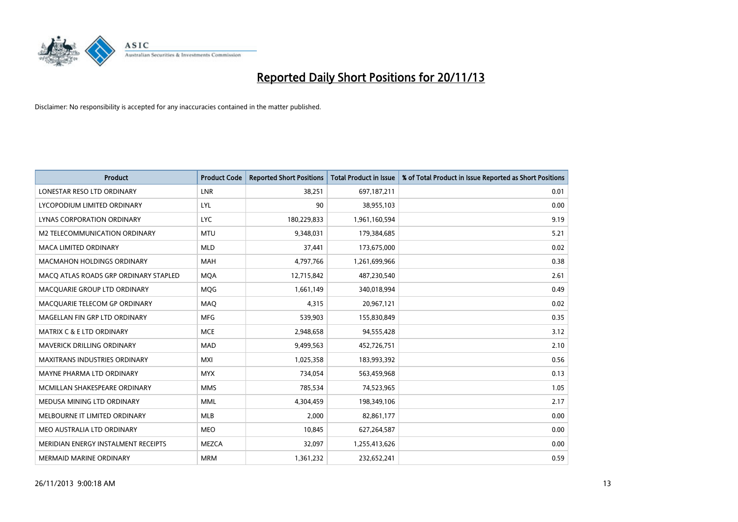# Reported Daily Short Positions for 20/11/13

Disclaimer: No responsibility is accepted for any inaccuracies contained in the matter published.

| Product | Product Code | Reported Short Positions | Total Product in Issue | % of Total Product in Issue Reported as Short Positions |
|---|---|---|---|---|
| LONESTAR RESO LTD ORDINARY | LNR | 38,251 | 697,187,211 | 0.01 |
| LYCOPODIUM LIMITED ORDINARY | LYL | 90 | 38,955,103 | 0.00 |
| LYNAS CORPORATION ORDINARY | LYC | 180,229,833 | 1,961,160,594 | 9.19 |
| M2 TELECOMMUNICATION ORDINARY | MTU | 9,348,031 | 179,384,685 | 5.21 |
| MACA LIMITED ORDINARY | MLD | 37,441 | 173,675,000 | 0.02 |
| MACMAHON HOLDINGS ORDINARY | MAH | 4,797,766 | 1,261,699,966 | 0.38 |
| MACQ ATLAS ROADS GRP ORDINARY STAPLED | MQA | 12,715,842 | 487,230,540 | 2.61 |
| MACQUARIE GROUP LTD ORDINARY | MQG | 1,661,149 | 340,018,994 | 0.49 |
| MACQUARIE TELECOM GP ORDINARY | MAQ | 4,315 | 20,967,121 | 0.02 |
| MAGELLAN FIN GRP LTD ORDINARY | MFG | 539,903 | 155,830,849 | 0.35 |
| MATRIX C & E LTD ORDINARY | MCE | 2,948,658 | 94,555,428 | 3.12 |
| MAVERICK DRILLING ORDINARY | MAD | 9,499,563 | 452,726,751 | 2.10 |
| MAXITRANS INDUSTRIES ORDINARY | MXI | 1,025,358 | 183,993,392 | 0.56 |
| MAYNE PHARMA LTD ORDINARY | MYX | 734,054 | 563,459,968 | 0.13 |
| MCMILLAN SHAKESPEARE ORDINARY | MMS | 785,534 | 74,523,965 | 1.05 |
| MEDUSA MINING LTD ORDINARY | MML | 4,304,459 | 198,349,106 | 2.17 |
| MELBOURNE IT LIMITED ORDINARY | MLB | 2,000 | 82,861,177 | 0.00 |
| MEO AUSTRALIA LTD ORDINARY | MEO | 10,845 | 627,264,587 | 0.00 |
| MERIDIAN ENERGY INSTALMENT RECEIPTS | MEZCA | 32,097 | 1,255,413,626 | 0.00 |
| MERMAID MARINE ORDINARY | MRM | 1,361,232 | 232,652,241 | 0.59 |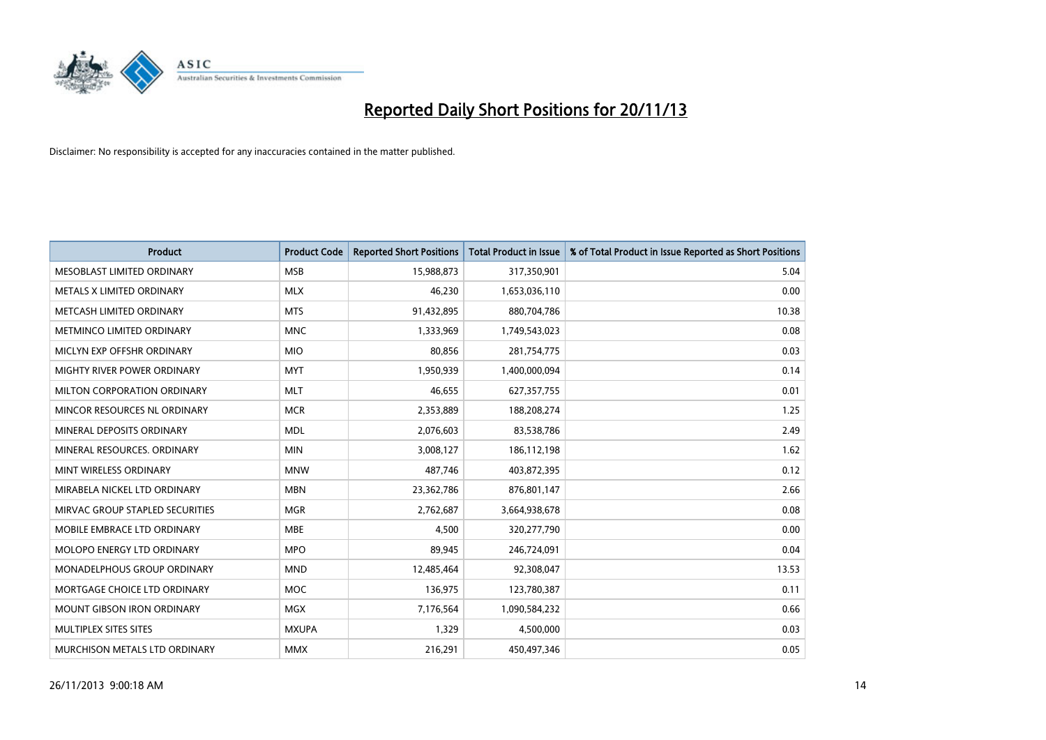# Reported Daily Short Positions for 20/11/13

Disclaimer: No responsibility is accepted for any inaccuracies contained in the matter published.

| Product | Product Code | Reported Short Positions | Total Product in Issue | % of Total Product in Issue Reported as Short Positions |
|---|---|---|---|---|
| MESOBLAST LIMITED ORDINARY | MSB | 15,988,873 | 317,350,901 | 5.04 |
| METALS X LIMITED ORDINARY | MLX | 46,230 | 1,653,036,110 | 0.00 |
| METCASH LIMITED ORDINARY | MTS | 91,432,895 | 880,704,786 | 10.38 |
| METMINCO LIMITED ORDINARY | MNC | 1,333,969 | 1,749,543,023 | 0.08 |
| MICLYN EXP OFFSHR ORDINARY | MIO | 80,856 | 281,754,775 | 0.03 |
| MIGHTY RIVER POWER ORDINARY | MYT | 1,950,939 | 1,400,000,094 | 0.14 |
| MILTON CORPORATION ORDINARY | MLT | 46,655 | 627,357,755 | 0.01 |
| MINCOR RESOURCES NL ORDINARY | MCR | 2,353,889 | 188,208,274 | 1.25 |
| MINERAL DEPOSITS ORDINARY | MDL | 2,076,603 | 83,538,786 | 2.49 |
| MINERAL RESOURCES. ORDINARY | MIN | 3,008,127 | 186,112,198 | 1.62 |
| MINT WIRELESS ORDINARY | MNW | 487,746 | 403,872,395 | 0.12 |
| MIRABELA NICKEL LTD ORDINARY | MBN | 23,362,786 | 876,801,147 | 2.66 |
| MIRVAC GROUP STAPLED SECURITIES | MGR | 2,762,687 | 3,664,938,678 | 0.08 |
| MOBILE EMBRACE LTD ORDINARY | MBE | 4,500 | 320,277,790 | 0.00 |
| MOLOPO ENERGY LTD ORDINARY | MPO | 89,945 | 246,724,091 | 0.04 |
| MONADELPHOUS GROUP ORDINARY | MND | 12,485,464 | 92,308,047 | 13.53 |
| MORTGAGE CHOICE LTD ORDINARY | MOC | 136,975 | 123,780,387 | 0.11 |
| MOUNT GIBSON IRON ORDINARY | MGX | 7,176,564 | 1,090,584,232 | 0.66 |
| MULTIPLEX SITES SITES | MXUPA | 1,329 | 4,500,000 | 0.03 |
| MURCHISON METALS LTD ORDINARY | MMX | 216,291 | 450,497,346 | 0.05 |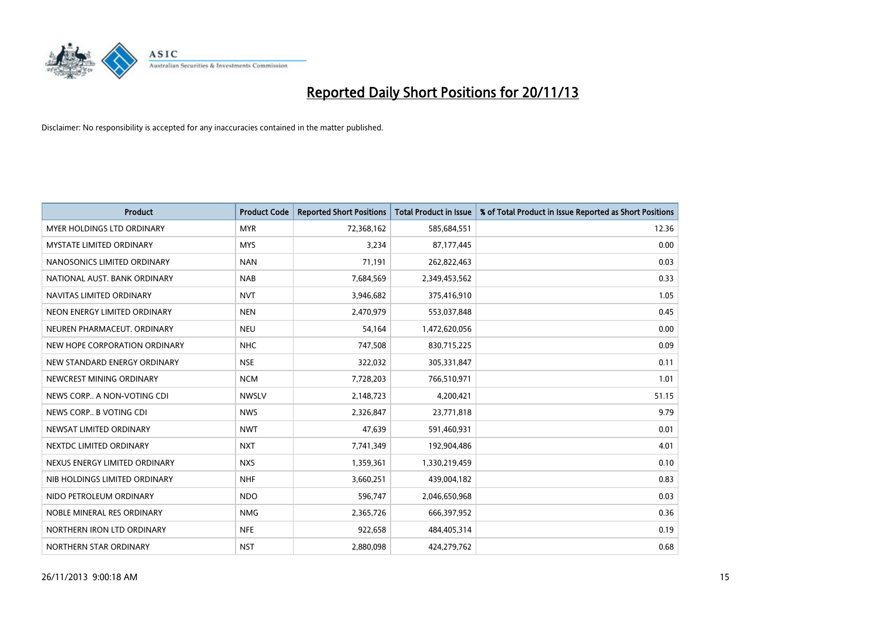# Reported Daily Short Positions for 20/11/13

Disclaimer: No responsibility is accepted for any inaccuracies contained in the matter published.

| Product | Product Code | Reported Short Positions | Total Product in Issue | % of Total Product in Issue Reported as Short Positions |
|---|---|---|---|---|
| MYER HOLDINGS LTD ORDINARY | MYR | 72,368,162 | 585,684,551 | 12.36 |
| MYSTATE LIMITED ORDINARY | MYS | 3,234 | 87,177,445 | 0.00 |
| NANOSONICS LIMITED ORDINARY | NAN | 71,191 | 262,822,463 | 0.03 |
| NATIONAL AUST. BANK ORDINARY | NAB | 7,684,569 | 2,349,453,562 | 0.33 |
| NAVITAS LIMITED ORDINARY | NVT | 3,946,682 | 375,416,910 | 1.05 |
| NEON ENERGY LIMITED ORDINARY | NEN | 2,470,979 | 553,037,848 | 0.45 |
| NEUREN PHARMACEUT. ORDINARY | NEU | 54,164 | 1,472,620,056 | 0.00 |
| NEW HOPE CORPORATION ORDINARY | NHC | 747,508 | 830,715,225 | 0.09 |
| NEW STANDARD ENERGY ORDINARY | NSE | 322,032 | 305,331,847 | 0.11 |
| NEWCREST MINING ORDINARY | NCM | 7,728,203 | 766,510,971 | 1.01 |
| NEWS CORP.. A NON-VOTING CDI | NWSLV | 2,148,723 | 4,200,421 | 51.15 |
| NEWS CORP.. B VOTING CDI | NWS | 2,326,847 | 23,771,818 | 9.79 |
| NEWSAT LIMITED ORDINARY | NWT | 47,639 | 591,460,931 | 0.01 |
| NEXTDC LIMITED ORDINARY | NXT | 7,741,349 | 192,904,486 | 4.01 |
| NEXUS ENERGY LIMITED ORDINARY | NXS | 1,359,361 | 1,330,219,459 | 0.10 |
| NIB HOLDINGS LIMITED ORDINARY | NHF | 3,660,251 | 439,004,182 | 0.83 |
| NIDO PETROLEUM ORDINARY | NDO | 596,747 | 2,046,650,968 | 0.03 |
| NOBLE MINERAL RES ORDINARY | NMG | 2,365,726 | 666,397,952 | 0.36 |
| NORTHERN IRON LTD ORDINARY | NFE | 922,658 | 484,405,314 | 0.19 |
| NORTHERN STAR ORDINARY | NST | 2,880,098 | 424,279,762 | 0.68 |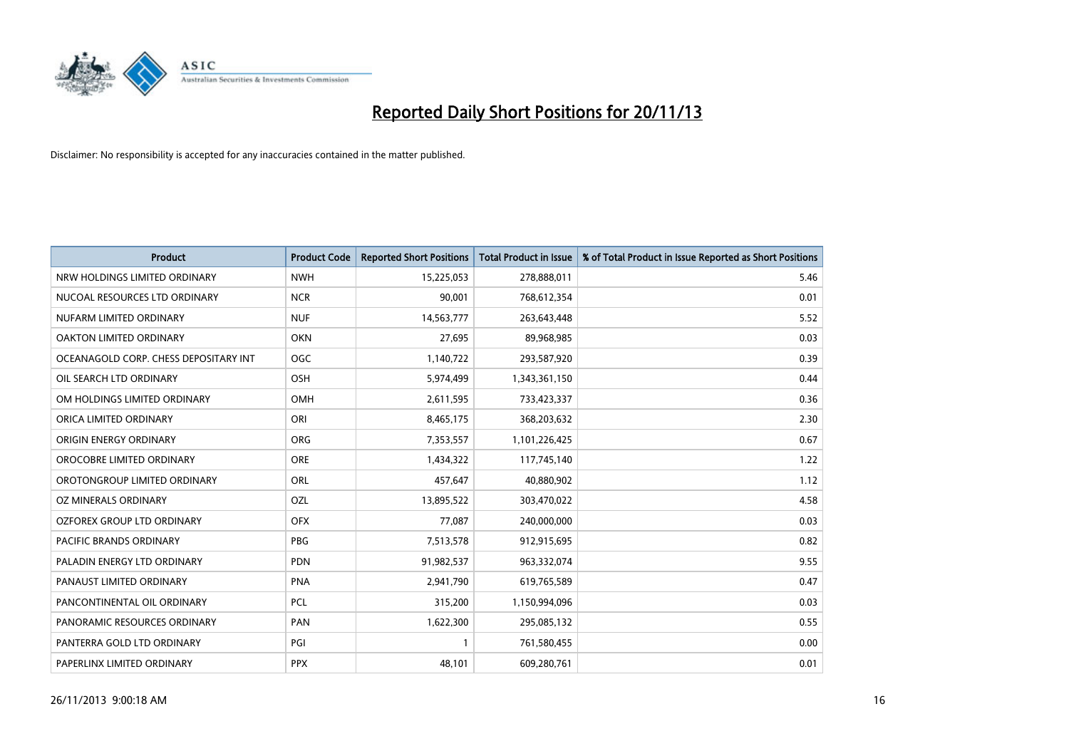# Reported Daily Short Positions for 20/11/13

Disclaimer: No responsibility is accepted for any inaccuracies contained in the matter published.

| Product | Product Code | Reported Short Positions | Total Product in Issue | % of Total Product in Issue Reported as Short Positions |
|---|---|---|---|---|
| NRW HOLDINGS LIMITED ORDINARY | NWH | 15,225,053 | 278,888,011 | 5.46 |
| NUCOAL RESOURCES LTD ORDINARY | NCR | 90,001 | 768,612,354 | 0.01 |
| NUFARM LIMITED ORDINARY | NUF | 14,563,777 | 263,643,448 | 5.52 |
| OAKTON LIMITED ORDINARY | OKN | 27,695 | 89,968,985 | 0.03 |
| OCEANAGOLD CORP. CHESS DEPOSITARY INT | OGC | 1,140,722 | 293,587,920 | 0.39 |
| OIL SEARCH LTD ORDINARY | OSH | 5,974,499 | 1,343,361,150 | 0.44 |
| OM HOLDINGS LIMITED ORDINARY | OMH | 2,611,595 | 733,423,337 | 0.36 |
| ORICA LIMITED ORDINARY | ORI | 8,465,175 | 368,203,632 | 2.30 |
| ORIGIN ENERGY ORDINARY | ORG | 7,353,557 | 1,101,226,425 | 0.67 |
| OROCOBRE LIMITED ORDINARY | ORE | 1,434,322 | 117,745,140 | 1.22 |
| OROTONGROUP LIMITED ORDINARY | ORL | 457,647 | 40,880,902 | 1.12 |
| OZ MINERALS ORDINARY | OZL | 13,895,522 | 303,470,022 | 4.58 |
| OZFOREX GROUP LTD ORDINARY | OFX | 77,087 | 240,000,000 | 0.03 |
| PACIFIC BRANDS ORDINARY | PBG | 7,513,578 | 912,915,695 | 0.82 |
| PALADIN ENERGY LTD ORDINARY | PDN | 91,982,537 | 963,332,074 | 9.55 |
| PANAUST LIMITED ORDINARY | PNA | 2,941,790 | 619,765,589 | 0.47 |
| PANCONTINENTAL OIL ORDINARY | PCL | 315,200 | 1,150,994,096 | 0.03 |
| PANORAMIC RESOURCES ORDINARY | PAN | 1,622,300 | 295,085,132 | 0.55 |
| PANTERRA GOLD LTD ORDINARY | PGI | 1 | 761,580,455 | 0.00 |
| PAPERLINX LIMITED ORDINARY | PPX | 48,101 | 609,280,761 | 0.01 |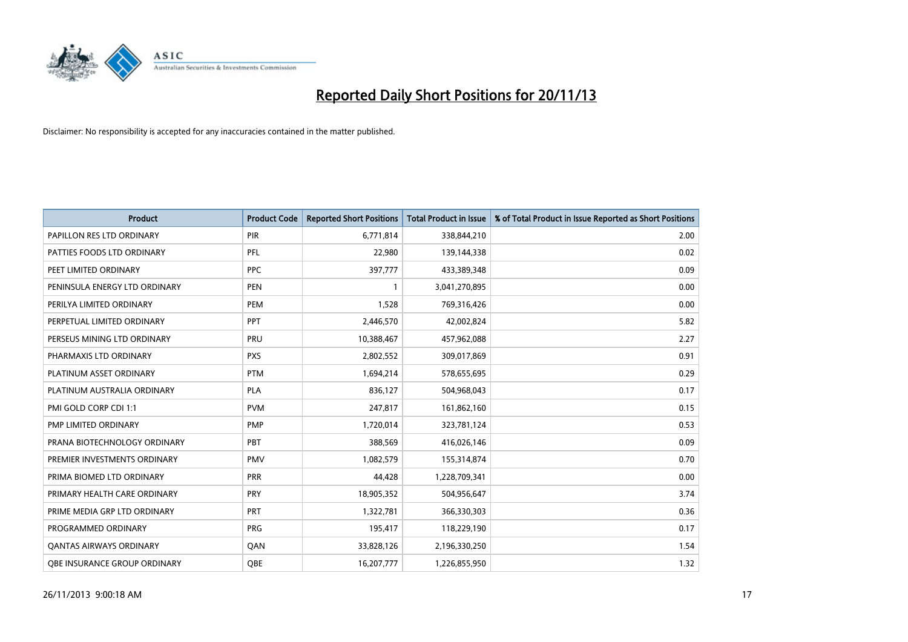# Reported Daily Short Positions for 20/11/13

Disclaimer: No responsibility is accepted for any inaccuracies contained in the matter published.

| Product | Product Code | Reported Short Positions | Total Product in Issue | % of Total Product in Issue Reported as Short Positions |
|---|---|---|---|---|
| PAPILLON RES LTD ORDINARY | PIR | 6,771,814 | 338,844,210 | 2.00 |
| PATTIES FOODS LTD ORDINARY | PFL | 22,980 | 139,144,338 | 0.02 |
| PEET LIMITED ORDINARY | PPC | 397,777 | 433,389,348 | 0.09 |
| PENINSULA ENERGY LTD ORDINARY | PEN | 1 | 3,041,270,895 | 0.00 |
| PERILYA LIMITED ORDINARY | PEM | 1,528 | 769,316,426 | 0.00 |
| PERPETUAL LIMITED ORDINARY | PPT | 2,446,570 | 42,002,824 | 5.82 |
| PERSEUS MINING LTD ORDINARY | PRU | 10,388,467 | 457,962,088 | 2.27 |
| PHARMAXIS LTD ORDINARY | PXS | 2,802,552 | 309,017,869 | 0.91 |
| PLATINUM ASSET ORDINARY | PTM | 1,694,214 | 578,655,695 | 0.29 |
| PLATINUM AUSTRALIA ORDINARY | PLA | 836,127 | 504,968,043 | 0.17 |
| PMI GOLD CORP CDI 1:1 | PVM | 247,817 | 161,862,160 | 0.15 |
| PMP LIMITED ORDINARY | PMP | 1,720,014 | 323,781,124 | 0.53 |
| PRANA BIOTECHNOLOGY ORDINARY | PBT | 388,569 | 416,026,146 | 0.09 |
| PREMIER INVESTMENTS ORDINARY | PMV | 1,082,579 | 155,314,874 | 0.70 |
| PRIMA BIOMED LTD ORDINARY | PRR | 44,428 | 1,228,709,341 | 0.00 |
| PRIMARY HEALTH CARE ORDINARY | PRY | 18,905,352 | 504,956,647 | 3.74 |
| PRIME MEDIA GRP LTD ORDINARY | PRT | 1,322,781 | 366,330,303 | 0.36 |
| PROGRAMMED ORDINARY | PRG | 195,417 | 118,229,190 | 0.17 |
| QANTAS AIRWAYS ORDINARY | QAN | 33,828,126 | 2,196,330,250 | 1.54 |
| QBE INSURANCE GROUP ORDINARY | QBE | 16,207,777 | 1,226,855,950 | 1.32 |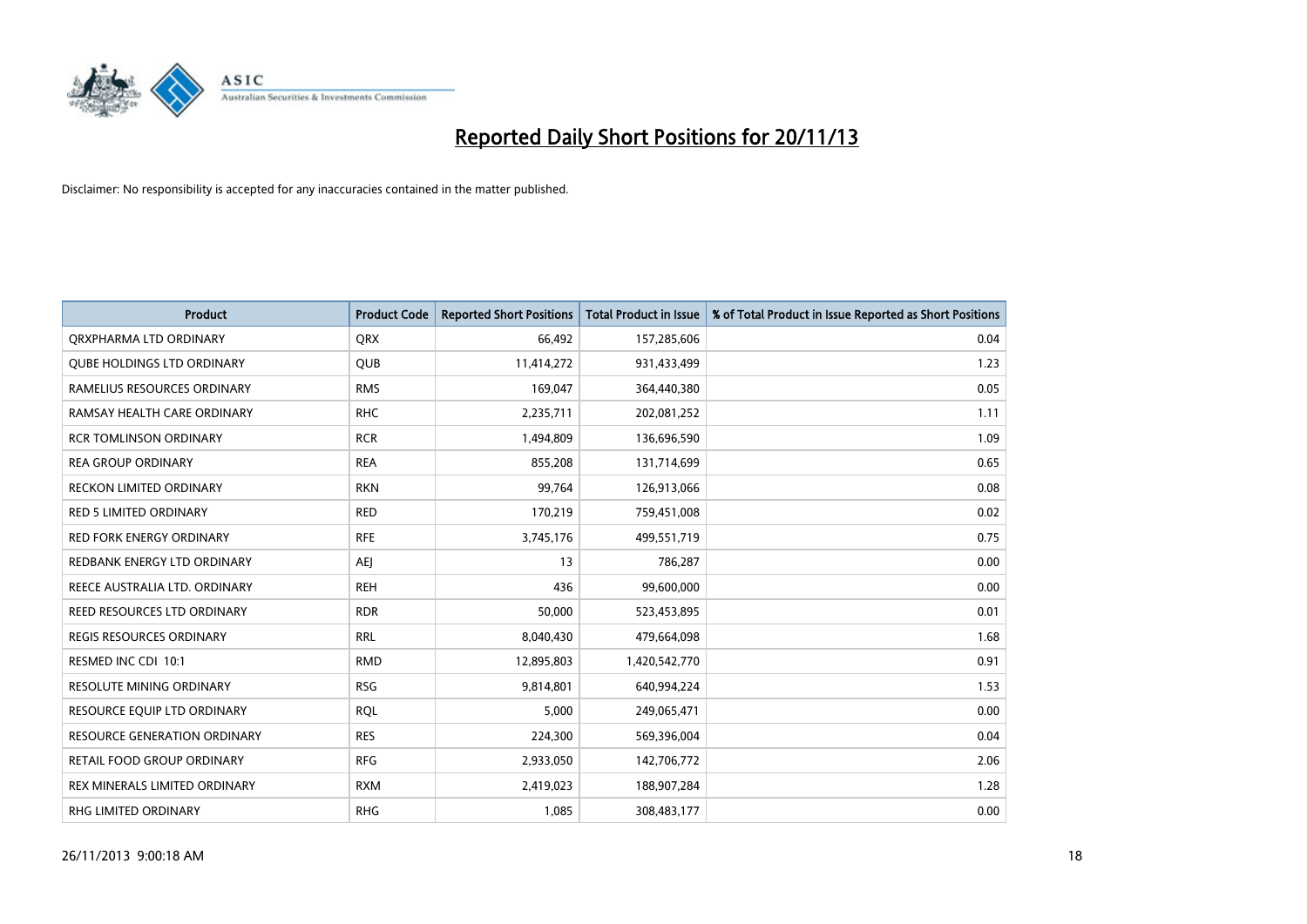# Reported Daily Short Positions for 20/11/13

Disclaimer: No responsibility is accepted for any inaccuracies contained in the matter published.

| Product | Product Code | Reported Short Positions | Total Product in Issue | % of Total Product in Issue Reported as Short Positions |
|---|---|---|---|---|
| QRXPHARMA LTD ORDINARY | QRX | 66,492 | 157,285,606 | 0.04 |
| QUBE HOLDINGS LTD ORDINARY | QUB | 11,414,272 | 931,433,499 | 1.23 |
| RAMELIUS RESOURCES ORDINARY | RMS | 169,047 | 364,440,380 | 0.05 |
| RAMSAY HEALTH CARE ORDINARY | RHC | 2,235,711 | 202,081,252 | 1.11 |
| RCR TOMLINSON ORDINARY | RCR | 1,494,809 | 136,696,590 | 1.09 |
| REA GROUP ORDINARY | REA | 855,208 | 131,714,699 | 0.65 |
| RECKON LIMITED ORDINARY | RKN | 99,764 | 126,913,066 | 0.08 |
| RED 5 LIMITED ORDINARY | RED | 170,219 | 759,451,008 | 0.02 |
| RED FORK ENERGY ORDINARY | RFE | 3,745,176 | 499,551,719 | 0.75 |
| REDBANK ENERGY LTD ORDINARY | AEJ | 13 | 786,287 | 0.00 |
| REECE AUSTRALIA LTD. ORDINARY | REH | 436 | 99,600,000 | 0.00 |
| REED RESOURCES LTD ORDINARY | RDR | 50,000 | 523,453,895 | 0.01 |
| REGIS RESOURCES ORDINARY | RRL | 8,040,430 | 479,664,098 | 1.68 |
| RESMED INC CDI 10:1 | RMD | 12,895,803 | 1,420,542,770 | 0.91 |
| RESOLUTE MINING ORDINARY | RSG | 9,814,801 | 640,994,224 | 1.53 |
| RESOURCE EQUIP LTD ORDINARY | RQL | 5,000 | 249,065,471 | 0.00 |
| RESOURCE GENERATION ORDINARY | RES | 224,300 | 569,396,004 | 0.04 |
| RETAIL FOOD GROUP ORDINARY | RFG | 2,933,050 | 142,706,772 | 2.06 |
| REX MINERALS LIMITED ORDINARY | RXM | 2,419,023 | 188,907,284 | 1.28 |
| RHG LIMITED ORDINARY | RHG | 1,085 | 308,483,177 | 0.00 |

26/11/2013 9:00:18 AM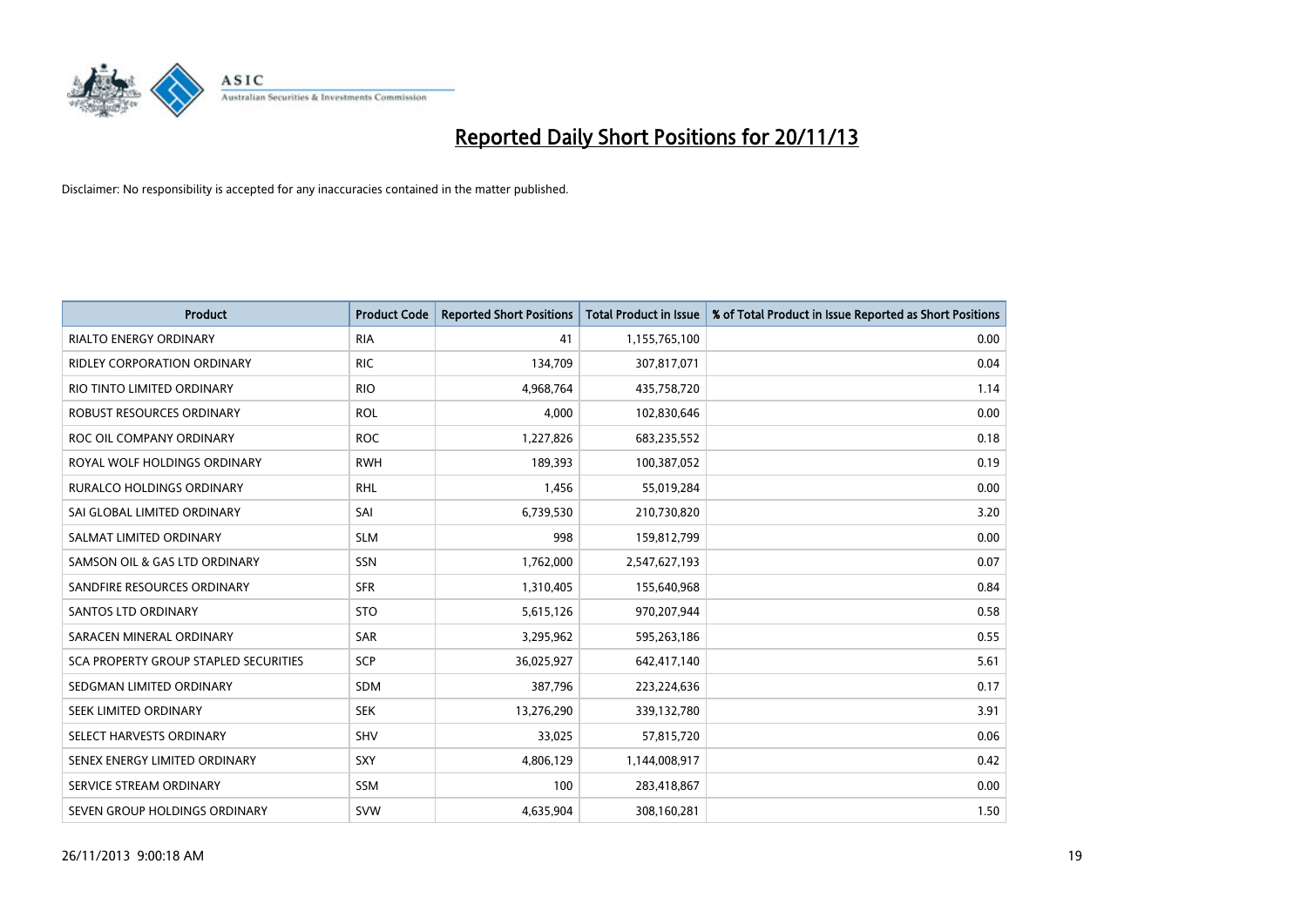# Reported Daily Short Positions for 20/11/13

Disclaimer: No responsibility is accepted for any inaccuracies contained in the matter published.

| Product | Product Code | Reported Short Positions | Total Product in Issue | % of Total Product in Issue Reported as Short Positions |
|---|---|---|---|---|
| RIALTO ENERGY ORDINARY | RIA | 41 | 1,155,765,100 | 0.00 |
| RIDLEY CORPORATION ORDINARY | RIC | 134,709 | 307,817,071 | 0.04 |
| RIO TINTO LIMITED ORDINARY | RIO | 4,968,764 | 435,758,720 | 1.14 |
| ROBUST RESOURCES ORDINARY | ROL | 4,000 | 102,830,646 | 0.00 |
| ROC OIL COMPANY ORDINARY | ROC | 1,227,826 | 683,235,552 | 0.18 |
| ROYAL WOLF HOLDINGS ORDINARY | RWH | 189,393 | 100,387,052 | 0.19 |
| RURALCO HOLDINGS ORDINARY | RHL | 1,456 | 55,019,284 | 0.00 |
| SAI GLOBAL LIMITED ORDINARY | SAI | 6,739,530 | 210,730,820 | 3.20 |
| SALMAT LIMITED ORDINARY | SLM | 998 | 159,812,799 | 0.00 |
| SAMSON OIL & GAS LTD ORDINARY | SSN | 1,762,000 | 2,547,627,193 | 0.07 |
| SANDFIRE RESOURCES ORDINARY | SFR | 1,310,405 | 155,640,968 | 0.84 |
| SANTOS LTD ORDINARY | STO | 5,615,126 | 970,207,944 | 0.58 |
| SARACEN MINERAL ORDINARY | SAR | 3,295,962 | 595,263,186 | 0.55 |
| SCA PROPERTY GROUP STAPLED SECURITIES | SCP | 36,025,927 | 642,417,140 | 5.61 |
| SEDGMAN LIMITED ORDINARY | SDM | 387,796 | 223,224,636 | 0.17 |
| SEEK LIMITED ORDINARY | SEK | 13,276,290 | 339,132,780 | 3.91 |
| SELECT HARVESTS ORDINARY | SHV | 33,025 | 57,815,720 | 0.06 |
| SENEX ENERGY LIMITED ORDINARY | SXY | 4,806,129 | 1,144,008,917 | 0.42 |
| SERVICE STREAM ORDINARY | SSM | 100 | 283,418,867 | 0.00 |
| SEVEN GROUP HOLDINGS ORDINARY | SVW | 4,635,904 | 308,160,281 | 1.50 |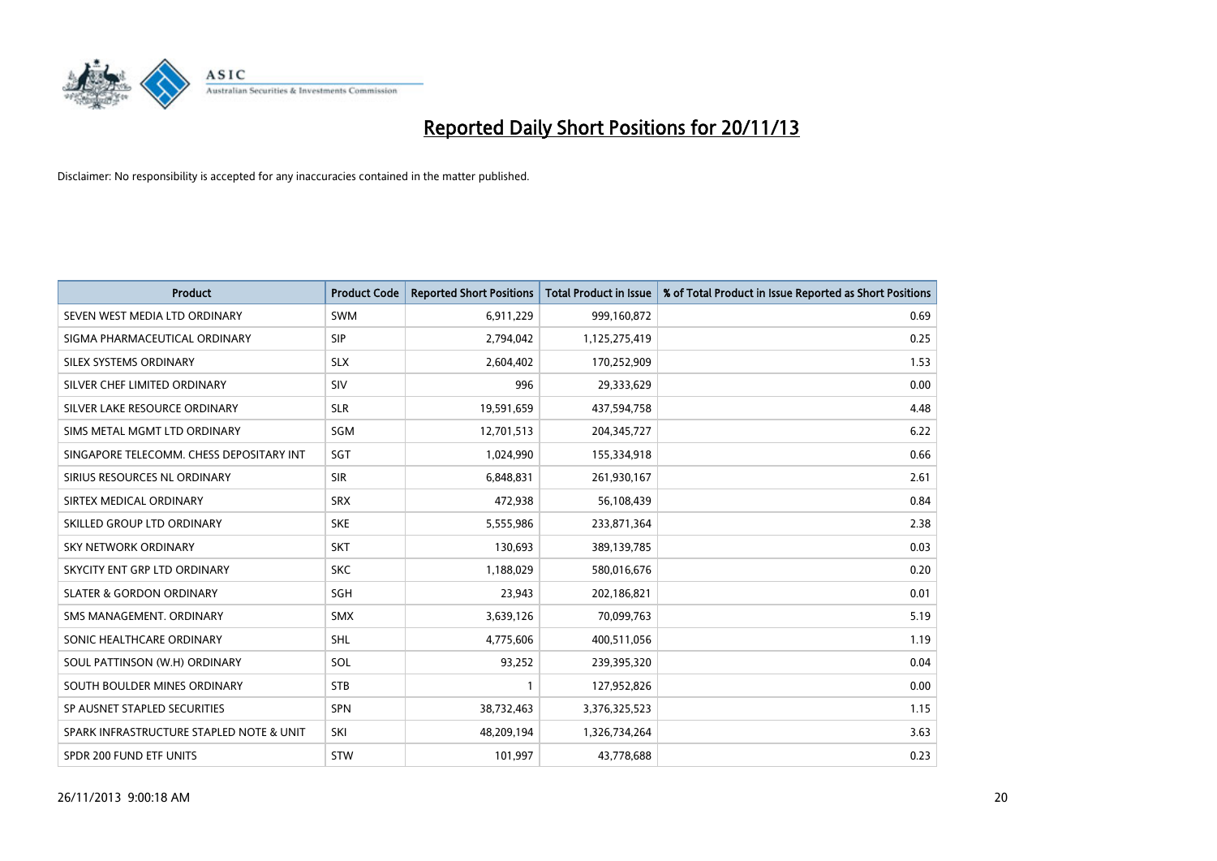# Reported Daily Short Positions for 20/11/13

Disclaimer: No responsibility is accepted for any inaccuracies contained in the matter published.

| Product | Product Code | Reported Short Positions | Total Product in Issue | % of Total Product in Issue Reported as Short Positions |
|---|---|---|---|---|
| SEVEN WEST MEDIA LTD ORDINARY | SWM | 6,911,229 | 999,160,872 | 0.69 |
| SIGMA PHARMACEUTICAL ORDINARY | SIP | 2,794,042 | 1,125,275,419 | 0.25 |
| SILEX SYSTEMS ORDINARY | SLX | 2,604,402 | 170,252,909 | 1.53 |
| SILVER CHEF LIMITED ORDINARY | SIV | 996 | 29,333,629 | 0.00 |
| SILVER LAKE RESOURCE ORDINARY | SLR | 19,591,659 | 437,594,758 | 4.48 |
| SIMS METAL MGMT LTD ORDINARY | SGM | 12,701,513 | 204,345,727 | 6.22 |
| SINGAPORE TELECOMM. CHESS DEPOSITARY INT | SGT | 1,024,990 | 155,334,918 | 0.66 |
| SIRIUS RESOURCES NL ORDINARY | SIR | 6,848,831 | 261,930,167 | 2.61 |
| SIRTEX MEDICAL ORDINARY | SRX | 472,938 | 56,108,439 | 0.84 |
| SKILLED GROUP LTD ORDINARY | SKE | 5,555,986 | 233,871,364 | 2.38 |
| SKY NETWORK ORDINARY | SKT | 130,693 | 389,139,785 | 0.03 |
| SKYCITY ENT GRP LTD ORDINARY | SKC | 1,188,029 | 580,016,676 | 0.20 |
| SLATER & GORDON ORDINARY | SGH | 23,943 | 202,186,821 | 0.01 |
| SMS MANAGEMENT. ORDINARY | SMX | 3,639,126 | 70,099,763 | 5.19 |
| SONIC HEALTHCARE ORDINARY | SHL | 4,775,606 | 400,511,056 | 1.19 |
| SOUL PATTINSON (W.H) ORDINARY | SOL | 93,252 | 239,395,320 | 0.04 |
| SOUTH BOULDER MINES ORDINARY | STB | 1 | 127,952,826 | 0.00 |
| SP AUSNET STAPLED SECURITIES | SPN | 38,732,463 | 3,376,325,523 | 1.15 |
| SPARK INFRASTRUCTURE STAPLED NOTE & UNIT | SKI | 48,209,194 | 1,326,734,264 | 3.63 |
| SPDR 200 FUND ETF UNITS | STW | 101,997 | 43,778,688 | 0.23 |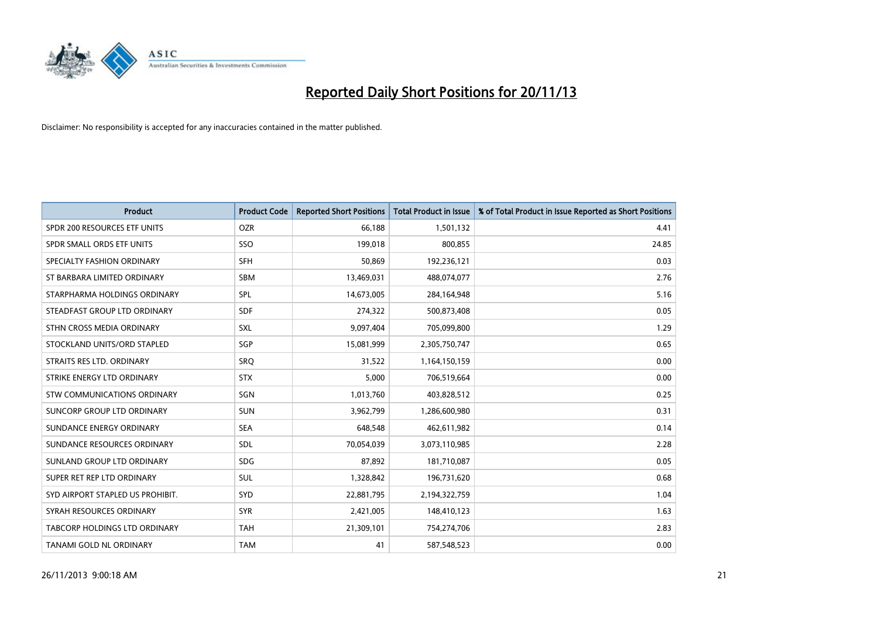# Reported Daily Short Positions for 20/11/13

Disclaimer: No responsibility is accepted for any inaccuracies contained in the matter published.

| Product | Product Code | Reported Short Positions | Total Product in Issue | % of Total Product in Issue Reported as Short Positions |
|---|---|---|---|---|
| SPDR 200 RESOURCES ETF UNITS | OZR | 66,188 | 1,501,132 | 4.41 |
| SPDR SMALL ORDS ETF UNITS | SSO | 199,018 | 800,855 | 24.85 |
| SPECIALTY FASHION ORDINARY | SFH | 50,869 | 192,236,121 | 0.03 |
| ST BARBARA LIMITED ORDINARY | SBM | 13,469,031 | 488,074,077 | 2.76 |
| STARPHARMA HOLDINGS ORDINARY | SPL | 14,673,005 | 284,164,948 | 5.16 |
| STEADFAST GROUP LTD ORDINARY | SDF | 274,322 | 500,873,408 | 0.05 |
| STHN CROSS MEDIA ORDINARY | SXL | 9,097,404 | 705,099,800 | 1.29 |
| STOCKLAND UNITS/ORD STAPLED | SGP | 15,081,999 | 2,305,750,747 | 0.65 |
| STRAITS RES LTD. ORDINARY | SRQ | 31,522 | 1,164,150,159 | 0.00 |
| STRIKE ENERGY LTD ORDINARY | STX | 5,000 | 706,519,664 | 0.00 |
| STW COMMUNICATIONS ORDINARY | SGN | 1,013,760 | 403,828,512 | 0.25 |
| SUNCORP GROUP LTD ORDINARY | SUN | 3,962,799 | 1,286,600,980 | 0.31 |
| SUNDANCE ENERGY ORDINARY | SEA | 648,548 | 462,611,982 | 0.14 |
| SUNDANCE RESOURCES ORDINARY | SDL | 70,054,039 | 3,073,110,985 | 2.28 |
| SUNLAND GROUP LTD ORDINARY | SDG | 87,892 | 181,710,087 | 0.05 |
| SUPER RET REP LTD ORDINARY | SUL | 1,328,842 | 196,731,620 | 0.68 |
| SYD AIRPORT STAPLED US PROHIBIT. | SYD | 22,881,795 | 2,194,322,759 | 1.04 |
| SYRAH RESOURCES ORDINARY | SYR | 2,421,005 | 148,410,123 | 1.63 |
| TABCORP HOLDINGS LTD ORDINARY | TAH | 21,309,101 | 754,274,706 | 2.83 |
| TANAMI GOLD NL ORDINARY | TAM | 41 | 587,548,523 | 0.00 |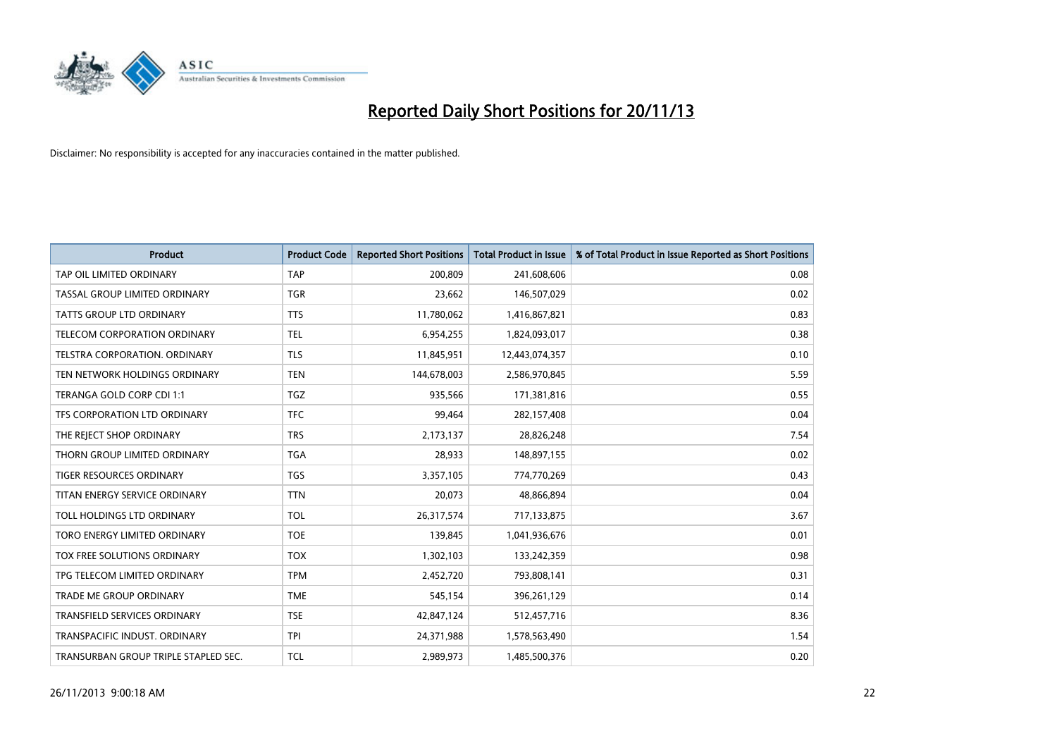# Reported Daily Short Positions for 20/11/13

Disclaimer: No responsibility is accepted for any inaccuracies contained in the matter published.

| Product | Product Code | Reported Short Positions | Total Product in Issue | % of Total Product in Issue Reported as Short Positions |
|---|---|---|---|---|
| TAP OIL LIMITED ORDINARY | TAP | 200,809 | 241,608,606 | 0.08 |
| TASSAL GROUP LIMITED ORDINARY | TGR | 23,662 | 146,507,029 | 0.02 |
| TATTS GROUP LTD ORDINARY | TTS | 11,780,062 | 1,416,867,821 | 0.83 |
| TELECOM CORPORATION ORDINARY | TEL | 6,954,255 | 1,824,093,017 | 0.38 |
| TELSTRA CORPORATION. ORDINARY | TLS | 11,845,951 | 12,443,074,357 | 0.10 |
| TEN NETWORK HOLDINGS ORDINARY | TEN | 144,678,003 | 2,586,970,845 | 5.59 |
| TERANGA GOLD CORP CDI 1:1 | TGZ | 935,566 | 171,381,816 | 0.55 |
| TFS CORPORATION LTD ORDINARY | TFC | 99,464 | 282,157,408 | 0.04 |
| THE REJECT SHOP ORDINARY | TRS | 2,173,137 | 28,826,248 | 7.54 |
| THORN GROUP LIMITED ORDINARY | TGA | 28,933 | 148,897,155 | 0.02 |
| TIGER RESOURCES ORDINARY | TGS | 3,357,105 | 774,770,269 | 0.43 |
| TITAN ENERGY SERVICE ORDINARY | TTN | 20,073 | 48,866,894 | 0.04 |
| TOLL HOLDINGS LTD ORDINARY | TOL | 26,317,574 | 717,133,875 | 3.67 |
| TORO ENERGY LIMITED ORDINARY | TOE | 139,845 | 1,041,936,676 | 0.01 |
| TOX FREE SOLUTIONS ORDINARY | TOX | 1,302,103 | 133,242,359 | 0.98 |
| TPG TELECOM LIMITED ORDINARY | TPM | 2,452,720 | 793,808,141 | 0.31 |
| TRADE ME GROUP ORDINARY | TME | 545,154 | 396,261,129 | 0.14 |
| TRANSFIELD SERVICES ORDINARY | TSE | 42,847,124 | 512,457,716 | 8.36 |
| TRANSPACIFIC INDUST. ORDINARY | TPI | 24,371,988 | 1,578,563,490 | 1.54 |
| TRANSURBAN GROUP TRIPLE STAPLED SEC. | TCL | 2,989,973 | 1,485,500,376 | 0.20 |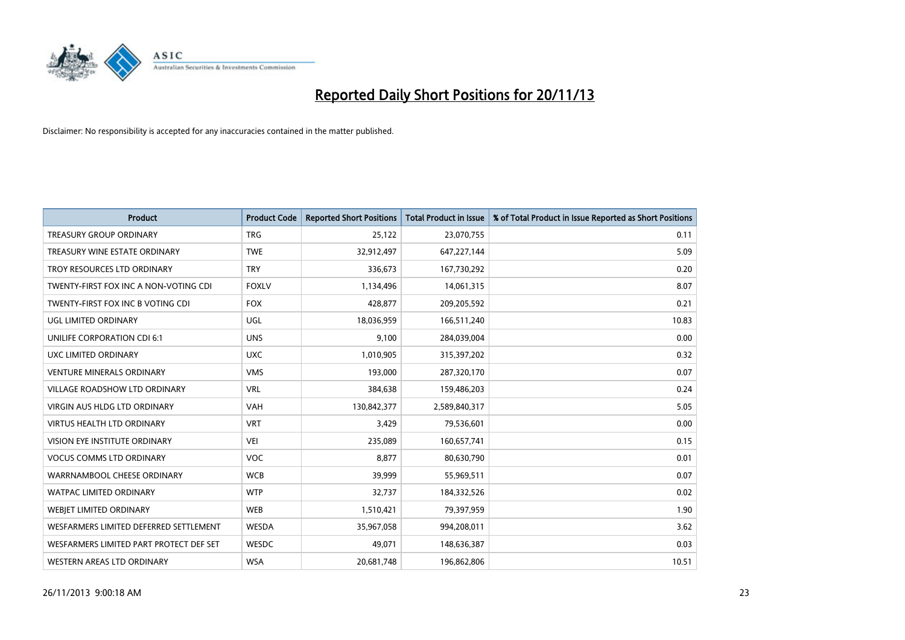# Reported Daily Short Positions for 20/11/13

Disclaimer: No responsibility is accepted for any inaccuracies contained in the matter published.

| Product | Product Code | Reported Short Positions | Total Product in Issue | % of Total Product in Issue Reported as Short Positions |
|---|---|---|---|---|
| TREASURY GROUP ORDINARY | TRG | 25,122 | 23,070,755 | 0.11 |
| TREASURY WINE ESTATE ORDINARY | TWE | 32,912,497 | 647,227,144 | 5.09 |
| TROY RESOURCES LTD ORDINARY | TRY | 336,673 | 167,730,292 | 0.20 |
| TWENTY-FIRST FOX INC A NON-VOTING CDI | FOXLV | 1,134,496 | 14,061,315 | 8.07 |
| TWENTY-FIRST FOX INC B VOTING CDI | FOX | 428,877 | 209,205,592 | 0.21 |
| UGL LIMITED ORDINARY | UGL | 18,036,959 | 166,511,240 | 10.83 |
| UNILIFE CORPORATION CDI 6:1 | UNS | 9,100 | 284,039,004 | 0.00 |
| UXC LIMITED ORDINARY | UXC | 1,010,905 | 315,397,202 | 0.32 |
| VENTURE MINERALS ORDINARY | VMS | 193,000 | 287,320,170 | 0.07 |
| VILLAGE ROADSHOW LTD ORDINARY | VRL | 384,638 | 159,486,203 | 0.24 |
| VIRGIN AUS HLDG LTD ORDINARY | VAH | 130,842,377 | 2,589,840,317 | 5.05 |
| VIRTUS HEALTH LTD ORDINARY | VRT | 3,429 | 79,536,601 | 0.00 |
| VISION EYE INSTITUTE ORDINARY | VEI | 235,089 | 160,657,741 | 0.15 |
| VOCUS COMMS LTD ORDINARY | VOC | 8,877 | 80,630,790 | 0.01 |
| WARRNAMBOOL CHEESE ORDINARY | WCB | 39,999 | 55,969,511 | 0.07 |
| WATPAC LIMITED ORDINARY | WTP | 32,737 | 184,332,526 | 0.02 |
| WEBJET LIMITED ORDINARY | WEB | 1,510,421 | 79,397,959 | 1.90 |
| WESFARMERS LIMITED DEFERRED SETTLEMENT | WESDA | 35,967,058 | 994,208,011 | 3.62 |
| WESFARMERS LIMITED PART PROTECT DEF SET | WESDC | 49,071 | 148,636,387 | 0.03 |
| WESTERN AREAS LTD ORDINARY | WSA | 20,681,748 | 196,862,806 | 10.51 |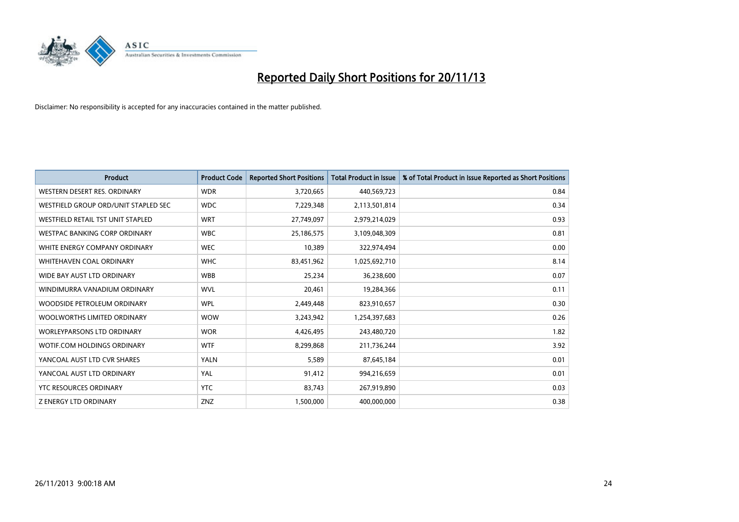# Reported Daily Short Positions for 20/11/13

Disclaimer: No responsibility is accepted for any inaccuracies contained in the matter published.

| Product | Product Code | Reported Short Positions | Total Product in Issue | % of Total Product in Issue Reported as Short Positions |
|---|---|---|---|---|
| WESTERN DESERT RES. ORDINARY | WDR | 3,720,665 | 440,569,723 | 0.84 |
| WESTFIELD GROUP ORD/UNIT STAPLED SEC | WDC | 7,229,348 | 2,113,501,814 | 0.34 |
| WESTFIELD RETAIL TST UNIT STAPLED | WRT | 27,749,097 | 2,979,214,029 | 0.93 |
| WESTPAC BANKING CORP ORDINARY | WBC | 25,186,575 | 3,109,048,309 | 0.81 |
| WHITE ENERGY COMPANY ORDINARY | WEC | 10,389 | 322,974,494 | 0.00 |
| WHITEHAVEN COAL ORDINARY | WHC | 83,451,962 | 1,025,692,710 | 8.14 |
| WIDE BAY AUST LTD ORDINARY | WBB | 25,234 | 36,238,600 | 0.07 |
| WINDIMURRA VANADIUM ORDINARY | WVL | 20,461 | 19,284,366 | 0.11 |
| WOODSIDE PETROLEUM ORDINARY | WPL | 2,449,448 | 823,910,657 | 0.30 |
| WOOLWORTHS LIMITED ORDINARY | WOW | 3,243,942 | 1,254,397,683 | 0.26 |
| WORLEYPARSONS LTD ORDINARY | WOR | 4,426,495 | 243,480,720 | 1.82 |
| WOTIF.COM HOLDINGS ORDINARY | WTF | 8,299,868 | 211,736,244 | 3.92 |
| YANCOAL AUST LTD CVR SHARES | YALN | 5,589 | 87,645,184 | 0.01 |
| YANCOAL AUST LTD ORDINARY | YAL | 91,412 | 994,216,659 | 0.01 |
| YTC RESOURCES ORDINARY | YTC | 83,743 | 267,919,890 | 0.03 |
| Z ENERGY LTD ORDINARY | ZNZ | 1,500,000 | 400,000,000 | 0.38 |